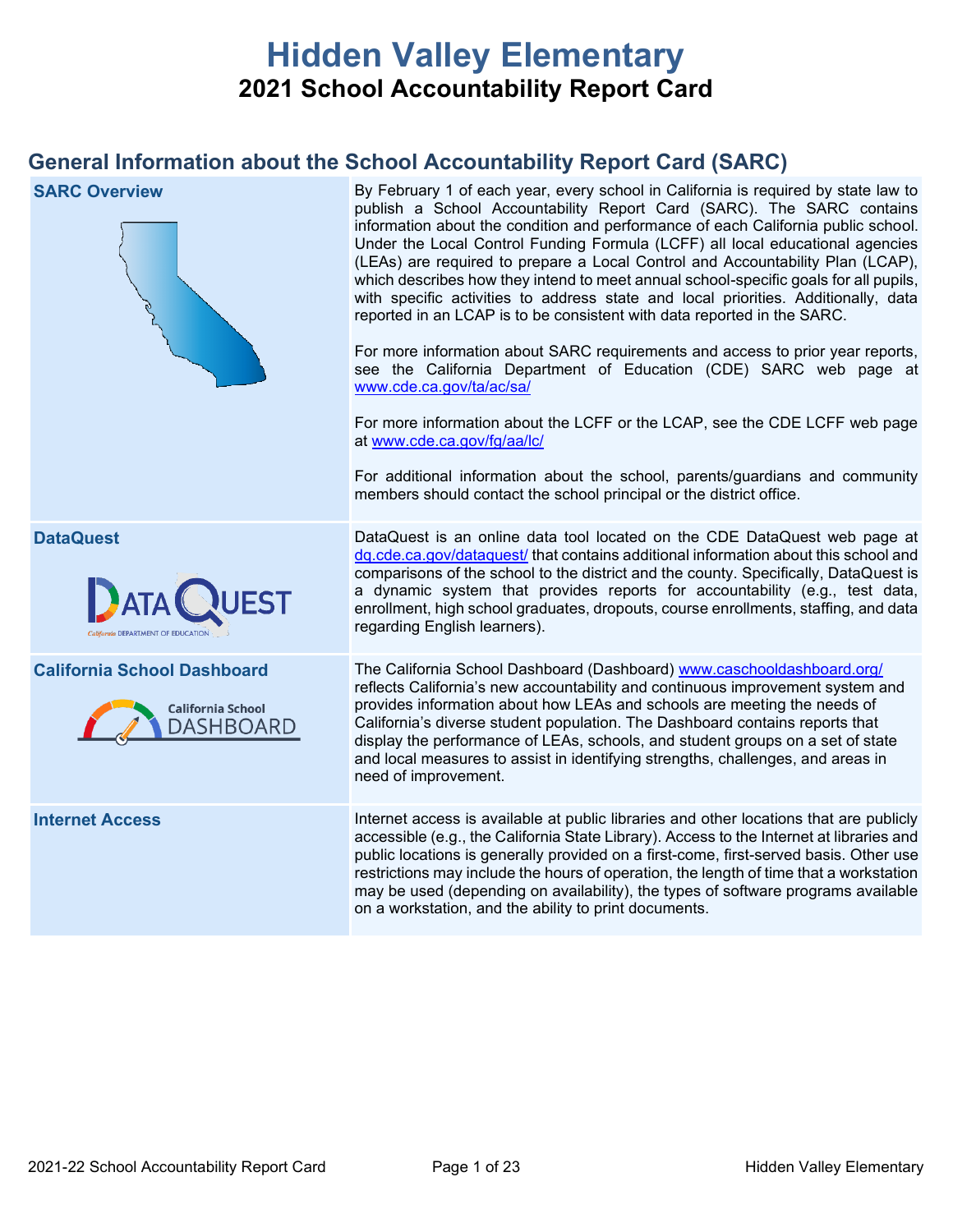# Hidden Valley Elementary

## 2021 School Accountability Report Card

## General Information about the School Accountability Report Card (SARC)

| | |
|---|---|
| **SARC Overview** | By February 1 of each year, every school in California is required by state law to publish a School Accountability Report Card (SARC). The SARC contains information about the condition and performance of each California public school. Under the Local Control Funding Formula (LCFF) all local educational agencies (LEAs) are required to prepare a Local Control and Accountability Plan (LCAP), which describes how they intend to meet annual school-specific goals for all pupils, with specific activities to address state and local priorities. Additionally, data reported in an LCAP is to be consistent with data reported in the SARC.<br><br>For more information about SARC requirements and access to prior year reports, see the California Department of Education (CDE) SARC web page at www.cde.ca.gov/ta/ac/sa/<br><br>For more information about the LCFF or the LCAP, see the CDE LCFF web page at www.cde.ca.gov/fg/aa/lc/<br><br>For additional information about the school, parents/guardians and community members should contact the school principal or the district office. |
| **DataQuest** | DataQuest is an online data tool located on the CDE DataQuest web page at dq.cde.ca.gov/dataquest/ that contains additional information about this school and comparisons of the school to the district and the county. Specifically, DataQuest is a dynamic system that provides reports for accountability (e.g., test data, enrollment, high school graduates, dropouts, course enrollments, staffing, and data regarding English learners). |
| **California School Dashboard** | The California School Dashboard (Dashboard) www.caschooldashboard.org/ reflects California's new accountability and continuous improvement system and provides information about how LEAs and schools are meeting the needs of California's diverse student population. The Dashboard contains reports that display the performance of LEAs, schools, and student groups on a set of state and local measures to assist in identifying strengths, challenges, and areas in need of improvement. |
| **Internet Access** | Internet access is available at public libraries and other locations that are publicly accessible (e.g., the California State Library). Access to the Internet at libraries and public locations is generally provided on a first-come, first-served basis. Other use restrictions may include the hours of operation, the length of time that a workstation may be used (depending on availability), the types of software programs available on a workstation, and the ability to print documents. |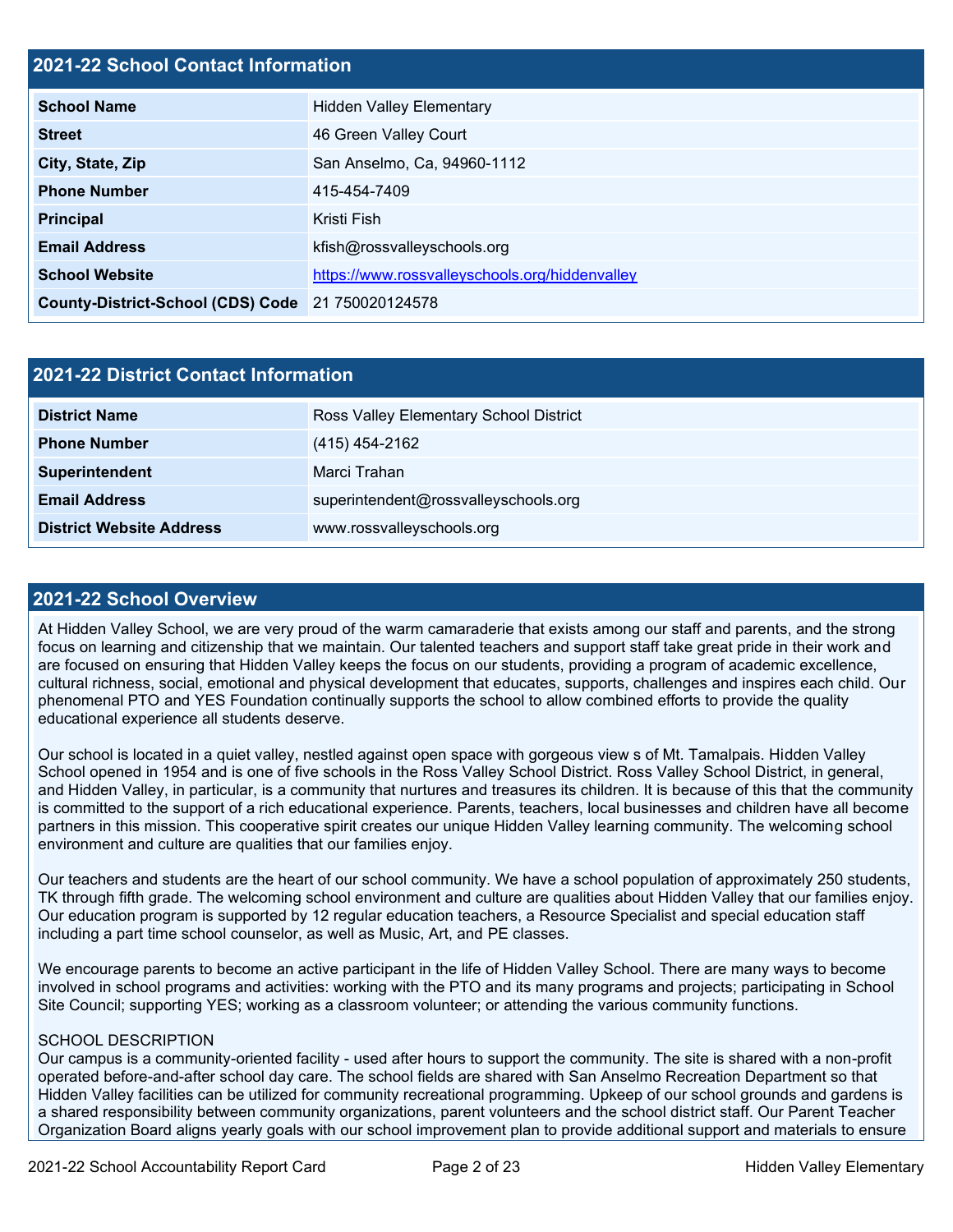## 2021-22 School Contact Information

| | |
|---|---|
| **School Name** | Hidden Valley Elementary |
| **Street** | 46 Green Valley Court |
| **City, State, Zip** | San Anselmo, Ca, 94960-1112 |
| **Phone Number** | 415-454-7409 |
| **Principal** | Kristi Fish |
| **Email Address** | kfish@rossvalleyschools.org |
| **School Website** | https://www.rossvalleyschools.org/hiddenvalley |
| **County-District-School (CDS) Code** | 21 750020124578 |

## 2021-22 District Contact Information

| | |
|---|---|
| **District Name** | Ross Valley Elementary School District |
| **Phone Number** | (415) 454-2162 |
| **Superintendent** | Marci Trahan |
| **Email Address** | superintendent@rossvalleyschools.org |
| **District Website Address** | www.rossvalleyschools.org |

## 2021-22 School Overview

At Hidden Valley School, we are very proud of the warm camaraderie that exists among our staff and parents, and the strong focus on learning and citizenship that we maintain. Our talented teachers and support staff take great pride in their work and are focused on ensuring that Hidden Valley keeps the focus on our students, providing a program of academic excellence, cultural richness, social, emotional and physical development that educates, supports, challenges and inspires each child. Our phenomenal PTO and YES Foundation continually supports the school to allow combined efforts to provide the quality educational experience all students deserve.

Our school is located in a quiet valley, nestled against open space with gorgeous view s of Mt. Tamalpais. Hidden Valley School opened in 1954 and is one of five schools in the Ross Valley School District. Ross Valley School District, in general, and Hidden Valley, in particular, is a community that nurtures and treasures its children. It is because of this that the community is committed to the support of a rich educational experience. Parents, teachers, local businesses and children have all become partners in this mission. This cooperative spirit creates our unique Hidden Valley learning community. The welcoming school environment and culture are qualities that our families enjoy.

Our teachers and students are the heart of our school community. We have a school population of approximately 250 students, TK through fifth grade. The welcoming school environment and culture are qualities about Hidden Valley that our families enjoy. Our education program is supported by 12 regular education teachers, a Resource Specialist and special education staff including a part time school counselor, as well as Music, Art, and PE classes.

We encourage parents to become an active participant in the life of Hidden Valley School. There are many ways to become involved in school programs and activities: working with the PTO and its many programs and projects; participating in School Site Council; supporting YES; working as a classroom volunteer; or attending the various community functions.

SCHOOL DESCRIPTION
Our campus is a community-oriented facility - used after hours to support the community. The site is shared with a non-profit operated before-and-after school day care. The school fields are shared with San Anselmo Recreation Department so that Hidden Valley facilities can be utilized for community recreational programming. Upkeep of our school grounds and gardens is a shared responsibility between community organizations, parent volunteers and the school district staff. Our Parent Teacher Organization Board aligns yearly goals with our school improvement plan to provide additional support and materials to ensure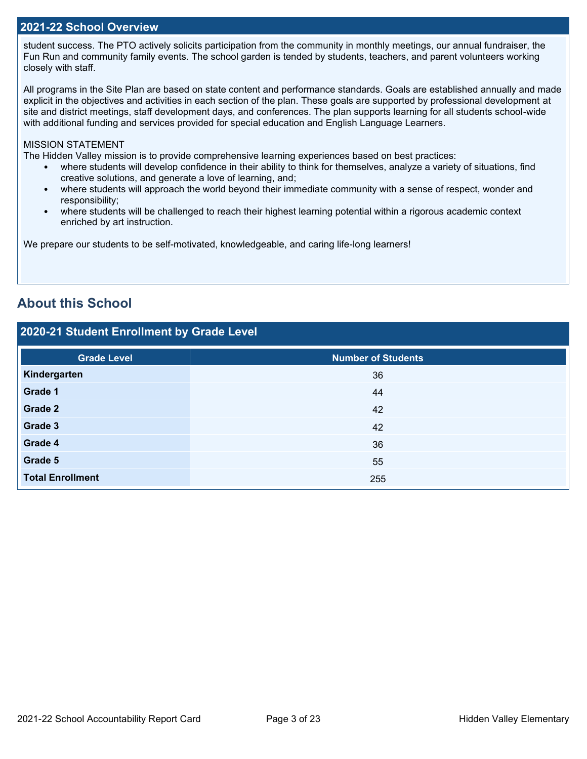## 2021-22 School Overview

student success. The PTO actively solicits participation from the community in monthly meetings, our annual fundraiser, the Fun Run and community family events. The school garden is tended by students, teachers, and parent volunteers working closely with staff.

All programs in the Site Plan are based on state content and performance standards. Goals are established annually and made explicit in the objectives and activities in each section of the plan. These goals are supported by professional development at site and district meetings, staff development days, and conferences. The plan supports learning for all students school-wide with additional funding and services provided for special education and English Language Learners.

MISSION STATEMENT
The Hidden Valley mission is to provide comprehensive learning experiences based on best practices:

- where students will develop confidence in their ability to think for themselves, analyze a variety of situations, find creative solutions, and generate a love of learning, and;
- where students will approach the world beyond their immediate community with a sense of respect, wonder and responsibility;
- where students will be challenged to reach their highest learning potential within a rigorous academic context enriched by art instruction.

We prepare our students to be self-motivated, knowledgeable, and caring life-long learners!

# About this School

## 2020-21 Student Enrollment by Grade Level

| Grade Level | Number of Students |
|---|---|
| **Kindergarten** | 36 |
| **Grade 1** | 44 |
| **Grade 2** | 42 |
| **Grade 3** | 42 |
| **Grade 4** | 36 |
| **Grade 5** | 55 |
| **Total Enrollment** | 255 |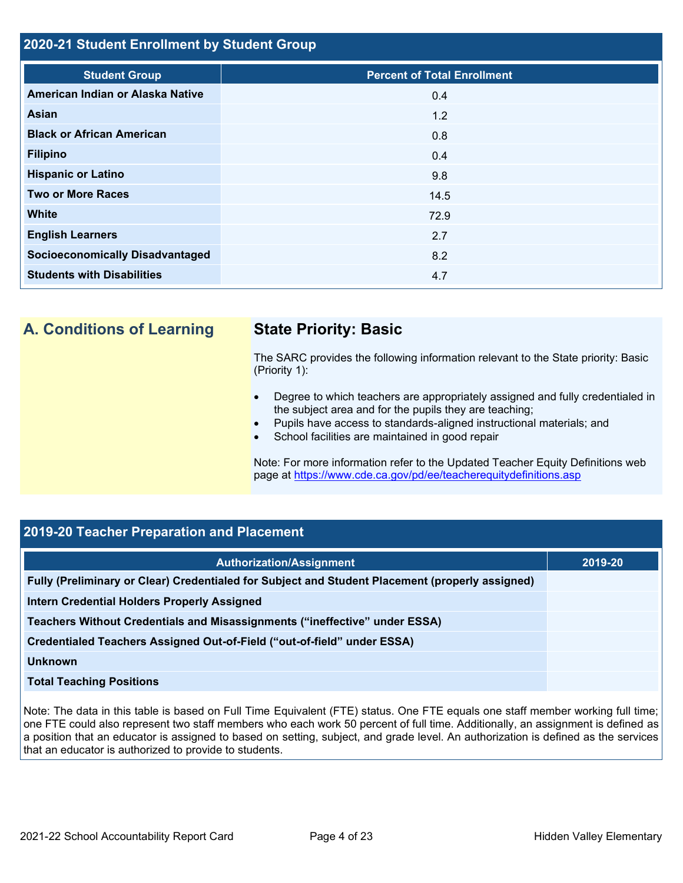## 2020-21 Student Enrollment by Student Group

| Student Group | Percent of Total Enrollment |
| --- | --- |
| American Indian or Alaska Native | 0.4 |
| Asian | 1.2 |
| Black or African American | 0.8 |
| Filipino | 0.4 |
| Hispanic or Latino | 9.8 |
| Two or More Races | 14.5 |
| White | 72.9 |
| English Learners | 2.7 |
| Socioeconomically Disadvantaged | 8.2 |
| Students with Disabilities | 4.7 |

## A. Conditions of Learning

### State Priority: Basic

The SARC provides the following information relevant to the State priority: Basic (Priority 1):

- Degree to which teachers are appropriately assigned and fully credentialed in the subject area and for the pupils they are teaching;
- Pupils have access to standards-aligned instructional materials; and
- School facilities are maintained in good repair

Note: For more information refer to the Updated Teacher Equity Definitions web page at https://www.cde.ca.gov/pd/ee/teacherequitydefinitions.asp

## 2019-20 Teacher Preparation and Placement

| Authorization/Assignment | 2019-20 |
| --- | --- |
| Fully (Preliminary or Clear) Credentialed for Subject and Student Placement (properly assigned) | |
| Intern Credential Holders Properly Assigned | |
| Teachers Without Credentials and Misassignments ("ineffective" under ESSA) | |
| Credentialed Teachers Assigned Out-of-Field ("out-of-field" under ESSA) | |
| Unknown | |
| Total Teaching Positions | |

Note: The data in this table is based on Full Time Equivalent (FTE) status. One FTE equals one staff member working full time; one FTE could also represent two staff members who each work 50 percent of full time. Additionally, an assignment is defined as a position that an educator is assigned to based on setting, subject, and grade level. An authorization is defined as the services that an educator is authorized to provide to students.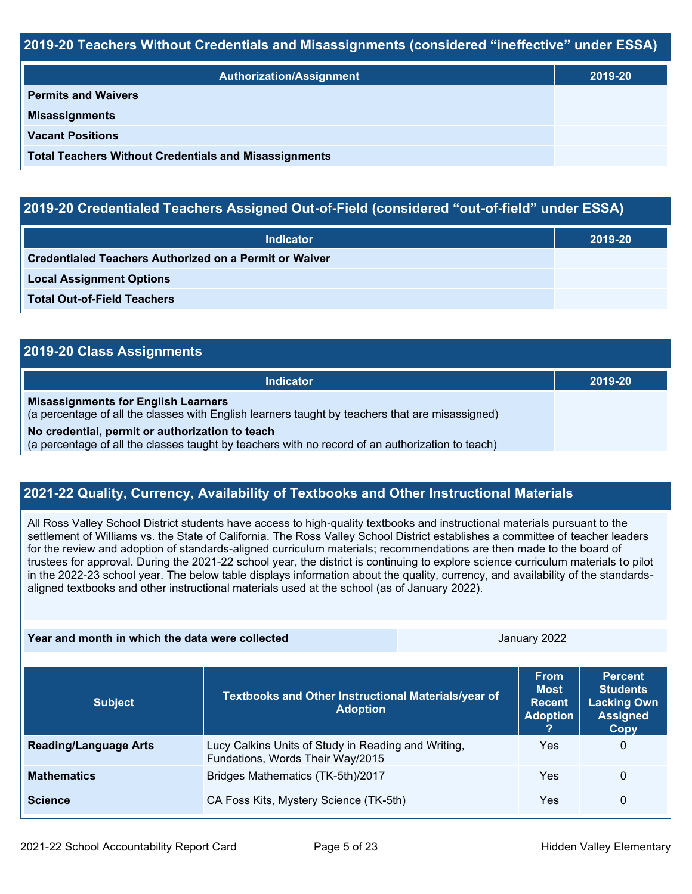## 2019-20 Teachers Without Credentials and Misassignments (considered "ineffective" under ESSA)

| Authorization/Assignment | 2019-20 |
| --- | --- |
| **Permits and Waivers** | |
| **Misassignments** | |
| **Vacant Positions** | |
| **Total Teachers Without Credentials and Misassignments** | |

## 2019-20 Credentialed Teachers Assigned Out-of-Field (considered "out-of-field" under ESSA)

| Indicator | 2019-20 |
| --- | --- |
| **Credentialed Teachers Authorized on a Permit or Waiver** | |
| **Local Assignment Options** | |
| **Total Out-of-Field Teachers** | |

## 2019-20 Class Assignments

| Indicator | 2019-20 |
| --- | --- |
| **Misassignments for English Learners** (a percentage of all the classes with English learners taught by teachers that are misassigned) | |
| **No credential, permit or authorization to teach** (a percentage of all the classes taught by teachers with no record of an authorization to teach) | |

## 2021-22 Quality, Currency, Availability of Textbooks and Other Instructional Materials

All Ross Valley School District students have access to high-quality textbooks and instructional materials pursuant to the settlement of Williams vs. the State of California. The Ross Valley School District establishes a committee of teacher leaders for the review and adoption of standards-aligned curriculum materials; recommendations are then made to the board of trustees for approval. During the 2021-22 school year, the district is continuing to explore science curriculum materials to pilot in the 2022-23 school year. The below table displays information about the quality, currency, and availability of the standards-aligned textbooks and other instructional materials used at the school (as of January 2022).

| Year and month in which the data were collected | January 2022 |
| --- | --- |

| Subject | Textbooks and Other Instructional Materials/year of Adoption | From Most Recent Adoption ? | Percent Students Lacking Own Assigned Copy |
| --- | --- | --- | --- |
| **Reading/Language Arts** | Lucy Calkins Units of Study in Reading and Writing, Fundations, Words Their Way/2015 | Yes | 0 |
| **Mathematics** | Bridges Mathematics (TK-5th)/2017 | Yes | 0 |
| **Science** | CA Foss Kits, Mystery Science (TK-5th) | Yes | 0 |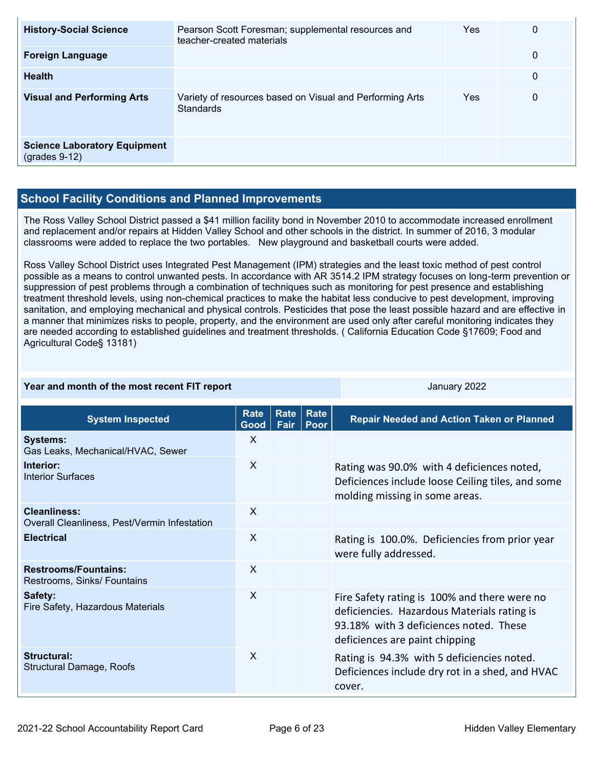| | | | |
|---|---|---|---|
| **History-Social Science** | Pearson Scott Foresman; supplemental resources and teacher-created materials | Yes | 0 |
| **Foreign Language** | | | 0 |
| **Health** | | | 0 |
| **Visual and Performing Arts** | Variety of resources based on Visual and Performing Arts Standards | Yes | 0 |
| **Science Laboratory Equipment** (grades 9-12) | | | |

## School Facility Conditions and Planned Improvements

The Ross Valley School District passed a $41 million facility bond in November 2010 to accommodate increased enrollment and replacement and/or repairs at Hidden Valley School and other schools in the district. In summer of 2016, 3 modular classrooms were added to replace the two portables. New playground and basketball courts were added.

Ross Valley School District uses Integrated Pest Management (IPM) strategies and the least toxic method of pest control possible as a means to control unwanted pests. In accordance with AR 3514.2 IPM strategy focuses on long-term prevention or suppression of pest problems through a combination of techniques such as monitoring for pest presence and establishing treatment threshold levels, using non-chemical practices to make the habitat less conducive to pest development, improving sanitation, and employing mechanical and physical controls. Pesticides that pose the least possible hazard and are effective in a manner that minimizes risks to people, property, and the environment are used only after careful monitoring indicates they are needed according to established guidelines and treatment thresholds. ( California Education Code §17609; Food and Agricultural Code§ 13181)

| **Year and month of the most recent FIT report** | January 2022 |
|---|---|

| System Inspected | Rate Good | Rate Fair | Rate Poor | Repair Needed and Action Taken or Planned |
|---|---|---|---|---|
| **Systems:** Gas Leaks, Mechanical/HVAC, Sewer | X | | | |
| **Interior:** Interior Surfaces | X | | | Rating was 90.0% with 4 deficiences noted, Deficiences include loose Ceiling tiles, and some molding missing in some areas. |
| **Cleanliness:** Overall Cleanliness, Pest/Vermin Infestation | X | | | |
| **Electrical** | X | | | Rating is 100.0%. Deficiencies from prior year were fully addressed. |
| **Restrooms/Fountains:** Restrooms, Sinks/ Fountains | X | | | |
| **Safety:** Fire Safety, Hazardous Materials | X | | | Fire Safety rating is 100% and there were no deficiencies. Hazardous Materials rating is 93.18% with 3 deficiences noted. These deficiences are paint chipping |
| **Structural:** Structural Damage, Roofs | X | | | Rating is 94.3% with 5 deficiencies noted. Deficiences include dry rot in a shed, and HVAC cover. |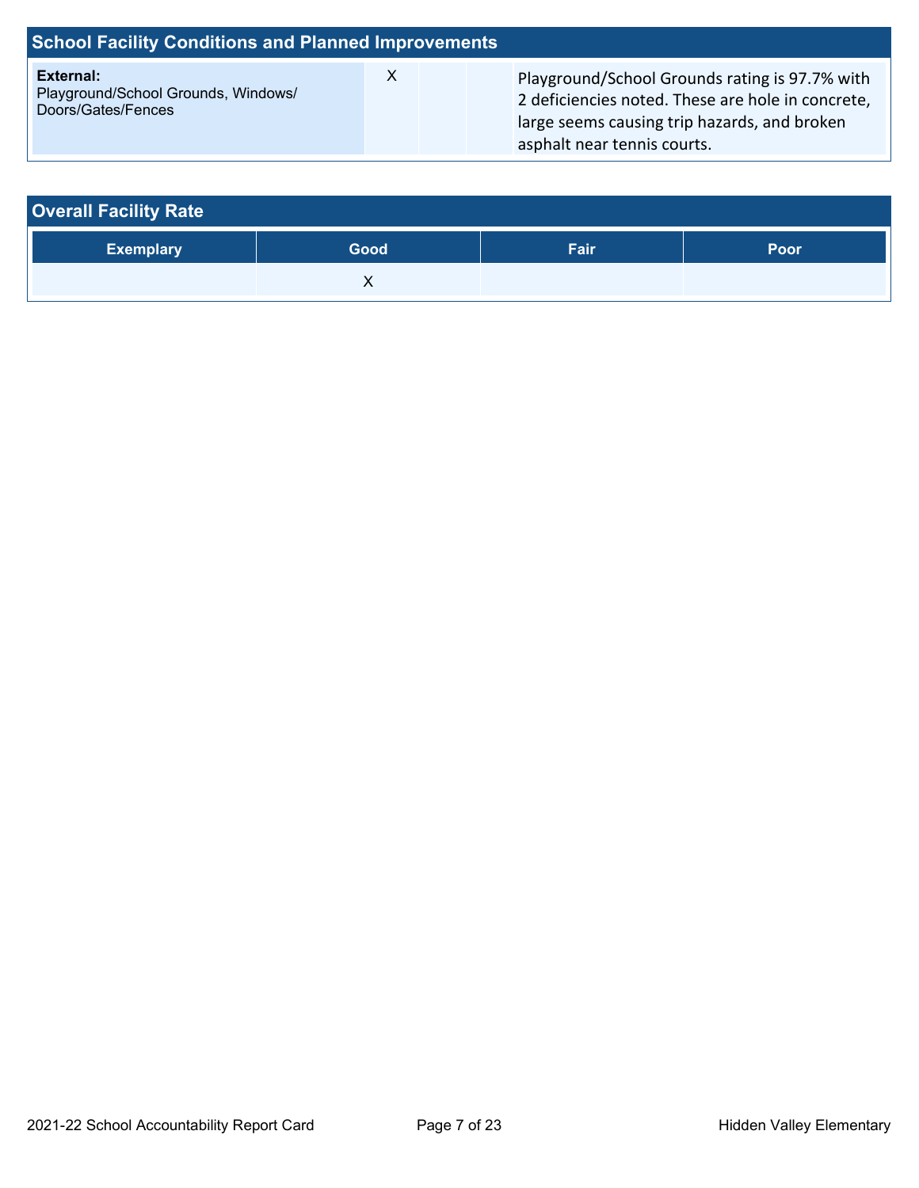## School Facility Conditions and Planned Improvements

| System Inspected | Good | Fair | Poor | Repair Needed and Action Taken or Planned |
|---|---|---|---|---|
| **External:** Playground/School Grounds, Windows/ Doors/Gates/Fences | X | | | Playground/School Grounds rating is 97.7% with 2 deficiencies noted. These are hole in concrete, large seems causing trip hazards, and broken asphalt near tennis courts. |

## Overall Facility Rate

| Exemplary | Good | Fair | Poor |
|---|---|---|---|
| | X | | |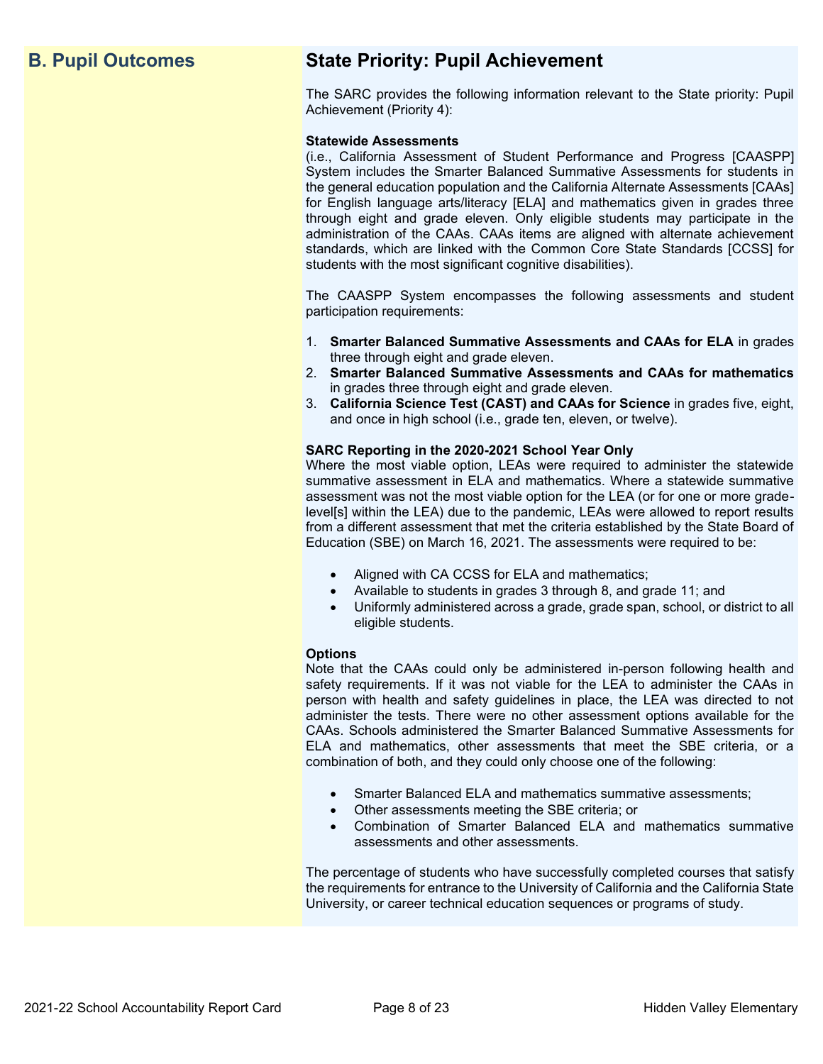## B. Pupil Outcomes

## State Priority: Pupil Achievement

The SARC provides the following information relevant to the State priority: Pupil Achievement (Priority 4):

**Statewide Assessments**
(i.e., California Assessment of Student Performance and Progress [CAASPP] System includes the Smarter Balanced Summative Assessments for students in the general education population and the California Alternate Assessments [CAAs] for English language arts/literacy [ELA] and mathematics given in grades three through eight and grade eleven. Only eligible students may participate in the administration of the CAAs. CAAs items are aligned with alternate achievement standards, which are linked with the Common Core State Standards [CCSS] for students with the most significant cognitive disabilities).

The CAASPP System encompasses the following assessments and student participation requirements:

1. **Smarter Balanced Summative Assessments and CAAs for ELA** in grades three through eight and grade eleven.
2. **Smarter Balanced Summative Assessments and CAAs for mathematics** in grades three through eight and grade eleven.
3. **California Science Test (CAST) and CAAs for Science** in grades five, eight, and once in high school (i.e., grade ten, eleven, or twelve).

**SARC Reporting in the 2020-2021 School Year Only**
Where the most viable option, LEAs were required to administer the statewide summative assessment in ELA and mathematics. Where a statewide summative assessment was not the most viable option for the LEA (or for one or more grade-level[s] within the LEA) due to the pandemic, LEAs were allowed to report results from a different assessment that met the criteria established by the State Board of Education (SBE) on March 16, 2021. The assessments were required to be:

- Aligned with CA CCSS for ELA and mathematics;
- Available to students in grades 3 through 8, and grade 11; and
- Uniformly administered across a grade, grade span, school, or district to all eligible students.

**Options**
Note that the CAAs could only be administered in-person following health and safety requirements. If it was not viable for the LEA to administer the CAAs in person with health and safety guidelines in place, the LEA was directed to not administer the tests. There were no other assessment options available for the CAAs. Schools administered the Smarter Balanced Summative Assessments for ELA and mathematics, other assessments that meet the SBE criteria, or a combination of both, and they could only choose one of the following:

- Smarter Balanced ELA and mathematics summative assessments;
- Other assessments meeting the SBE criteria; or
- Combination of Smarter Balanced ELA and mathematics summative assessments and other assessments.

The percentage of students who have successfully completed courses that satisfy the requirements for entrance to the University of California and the California State University, or career technical education sequences or programs of study.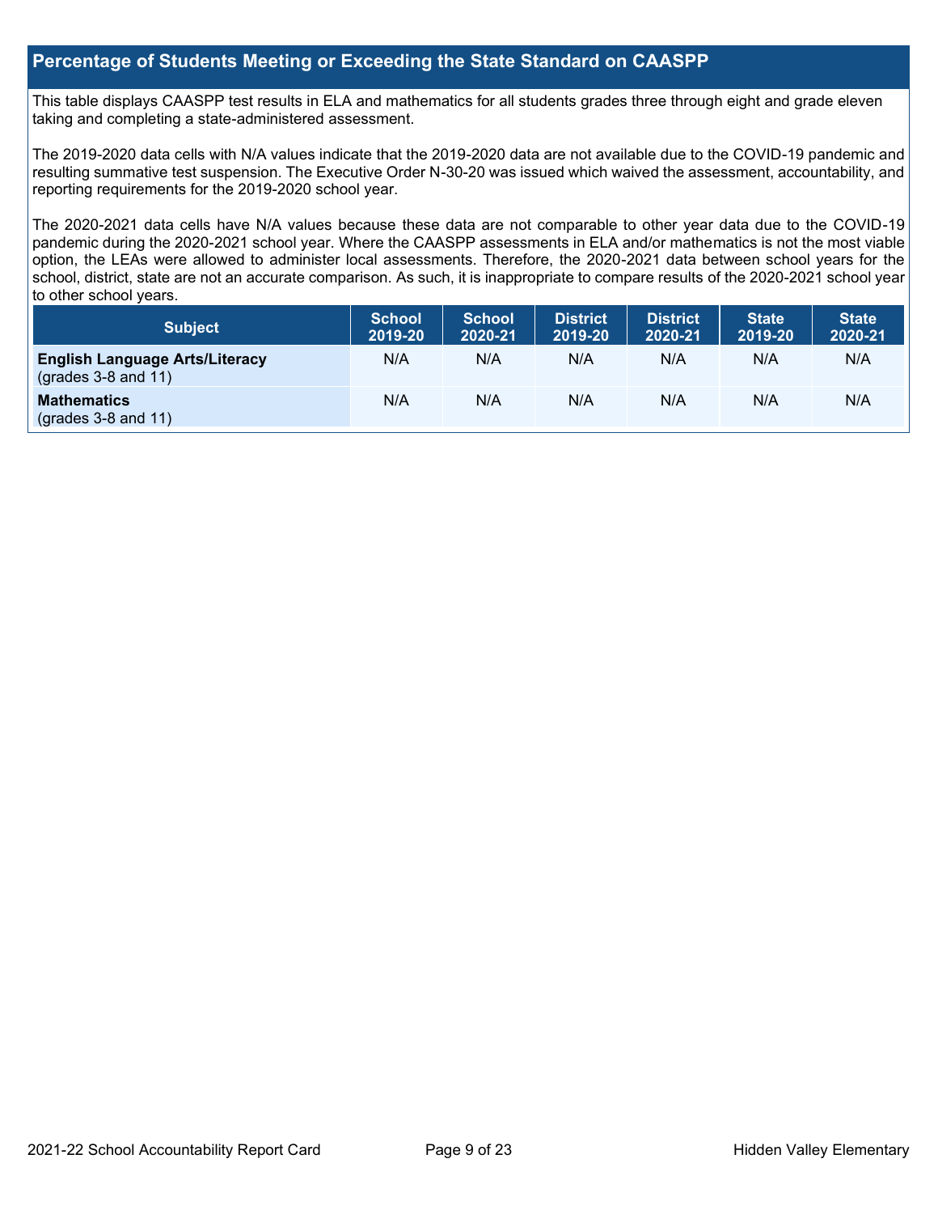## Percentage of Students Meeting or Exceeding the State Standard on CAASPP

This table displays CAASPP test results in ELA and mathematics for all students grades three through eight and grade eleven taking and completing a state-administered assessment.

The 2019-2020 data cells with N/A values indicate that the 2019-2020 data are not available due to the COVID-19 pandemic and resulting summative test suspension. The Executive Order N-30-20 was issued which waived the assessment, accountability, and reporting requirements for the 2019-2020 school year.

The 2020-2021 data cells have N/A values because these data are not comparable to other year data due to the COVID-19 pandemic during the 2020-2021 school year. Where the CAASPP assessments in ELA and/or mathematics is not the most viable option, the LEAs were allowed to administer local assessments. Therefore, the 2020-2021 data between school years for the school, district, state are not an accurate comparison. As such, it is inappropriate to compare results of the 2020-2021 school year to other school years.

| Subject | School 2019-20 | School 2020-21 | District 2019-20 | District 2020-21 | State 2019-20 | State 2020-21 |
|---|---|---|---|---|---|---|
| **English Language Arts/Literacy** (grades 3-8 and 11) | N/A | N/A | N/A | N/A | N/A | N/A |
| **Mathematics** (grades 3-8 and 11) | N/A | N/A | N/A | N/A | N/A | N/A |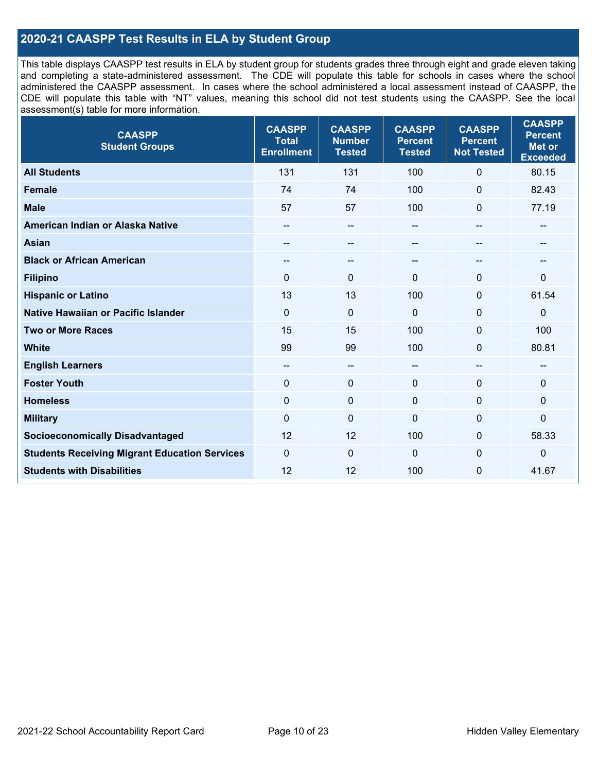## 2020-21 CAASPP Test Results in ELA by Student Group

This table displays CAASPP test results in ELA by student group for students grades three through eight and grade eleven taking and completing a state-administered assessment. The CDE will populate this table for schools in cases where the school administered the CAASPP assessment. In cases where the school administered a local assessment instead of CAASPP, the CDE will populate this table with "NT" values, meaning this school did not test students using the CAASPP. See the local assessment(s) table for more information.

| CAASPP Student Groups | CAASPP Total Enrollment | CAASPP Number Tested | CAASPP Percent Tested | CAASPP Percent Not Tested | CAASPP Percent Met or Exceeded |
|---|---|---|---|---|---|
| **All Students** | 131 | 131 | 100 | 0 | 80.15 |
| **Female** | 74 | 74 | 100 | 0 | 82.43 |
| **Male** | 57 | 57 | 100 | 0 | 77.19 |
| **American Indian or Alaska Native** | -- | -- | -- | -- | -- |
| **Asian** | -- | -- | -- | -- | -- |
| **Black or African American** | -- | -- | -- | -- | -- |
| **Filipino** | 0 | 0 | 0 | 0 | 0 |
| **Hispanic or Latino** | 13 | 13 | 100 | 0 | 61.54 |
| **Native Hawaiian or Pacific Islander** | 0 | 0 | 0 | 0 | 0 |
| **Two or More Races** | 15 | 15 | 100 | 0 | 100 |
| **White** | 99 | 99 | 100 | 0 | 80.81 |
| **English Learners** | -- | -- | -- | -- | -- |
| **Foster Youth** | 0 | 0 | 0 | 0 | 0 |
| **Homeless** | 0 | 0 | 0 | 0 | 0 |
| **Military** | 0 | 0 | 0 | 0 | 0 |
| **Socioeconomically Disadvantaged** | 12 | 12 | 100 | 0 | 58.33 |
| **Students Receiving Migrant Education Services** | 0 | 0 | 0 | 0 | 0 |
| **Students with Disabilities** | 12 | 12 | 100 | 0 | 41.67 |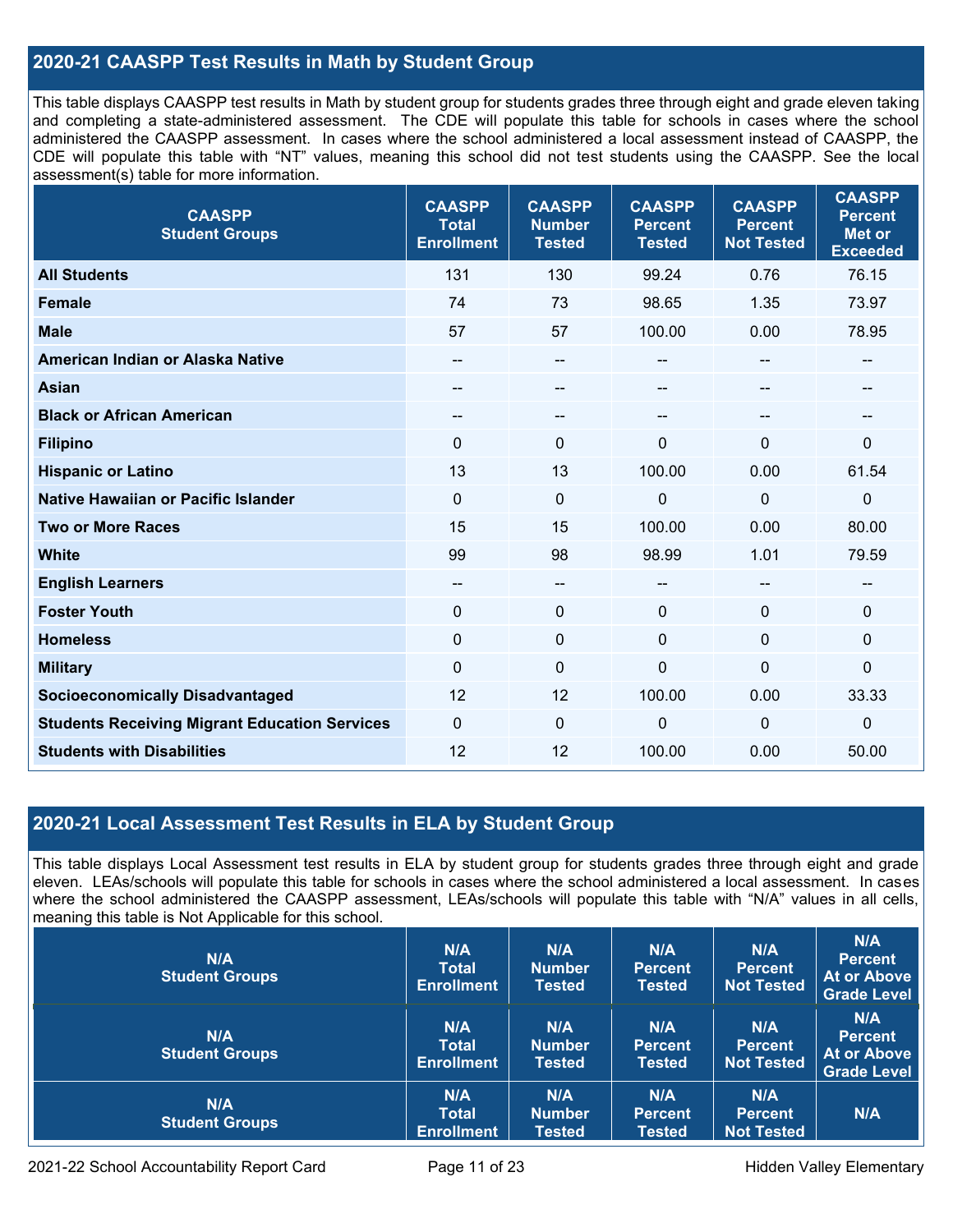## 2020-21 CAASPP Test Results in Math by Student Group

This table displays CAASPP test results in Math by student group for students grades three through eight and grade eleven taking and completing a state-administered assessment. The CDE will populate this table for schools in cases where the school administered the CAASPP assessment. In cases where the school administered a local assessment instead of CAASPP, the CDE will populate this table with "NT" values, meaning this school did not test students using the CAASPP. See the local assessment(s) table for more information.

| CAASPP Student Groups | CAASPP Total Enrollment | CAASPP Number Tested | CAASPP Percent Tested | CAASPP Percent Not Tested | CAASPP Percent Met or Exceeded |
|---|---|---|---|---|---|
| **All Students** | 131 | 130 | 99.24 | 0.76 | 76.15 |
| **Female** | 74 | 73 | 98.65 | 1.35 | 73.97 |
| **Male** | 57 | 57 | 100.00 | 0.00 | 78.95 |
| **American Indian or Alaska Native** | -- | -- | -- | -- | -- |
| **Asian** | -- | -- | -- | -- | -- |
| **Black or African American** | -- | -- | -- | -- | -- |
| **Filipino** | 0 | 0 | 0 | 0 | 0 |
| **Hispanic or Latino** | 13 | 13 | 100.00 | 0.00 | 61.54 |
| **Native Hawaiian or Pacific Islander** | 0 | 0 | 0 | 0 | 0 |
| **Two or More Races** | 15 | 15 | 100.00 | 0.00 | 80.00 |
| **White** | 99 | 98 | 98.99 | 1.01 | 79.59 |
| **English Learners** | -- | -- | -- | -- | -- |
| **Foster Youth** | 0 | 0 | 0 | 0 | 0 |
| **Homeless** | 0 | 0 | 0 | 0 | 0 |
| **Military** | 0 | 0 | 0 | 0 | 0 |
| **Socioeconomically Disadvantaged** | 12 | 12 | 100.00 | 0.00 | 33.33 |
| **Students Receiving Migrant Education Services** | 0 | 0 | 0 | 0 | 0 |
| **Students with Disabilities** | 12 | 12 | 100.00 | 0.00 | 50.00 |

## 2020-21 Local Assessment Test Results in ELA by Student Group

This table displays Local Assessment test results in ELA by student group for students grades three through eight and grade eleven. LEAs/schools will populate this table for schools in cases where the school administered a local assessment. In cases where the school administered the CAASPP assessment, LEAs/schools will populate this table with "N/A" values in all cells, meaning this table is Not Applicable for this school.

| N/A Student Groups | N/A Total Enrollment | N/A Number Tested | N/A Percent Tested | N/A Percent Not Tested | N/A Percent At or Above Grade Level |
|---|---|---|---|---|---|
| N/A Student Groups | N/A Total Enrollment | N/A Number Tested | N/A Percent Tested | N/A Percent Not Tested | N/A Percent At or Above Grade Level |
| N/A Student Groups | N/A Total Enrollment | N/A Number Tested | N/A Percent Tested | N/A Percent Not Tested | N/A |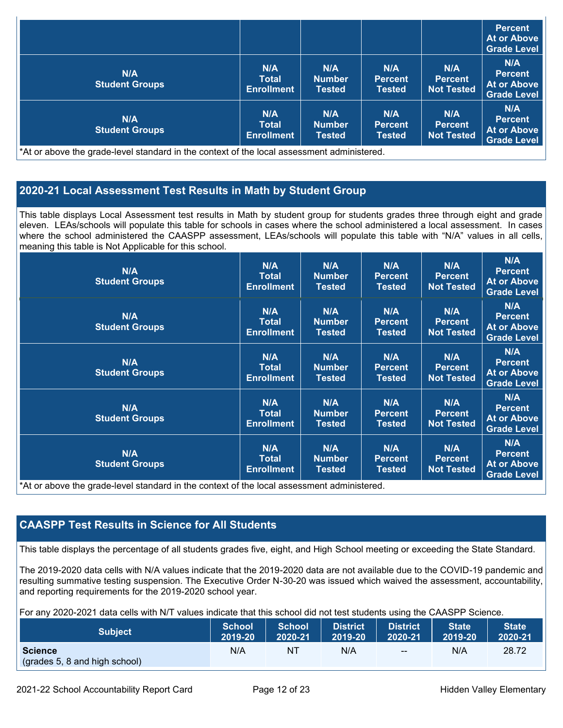| | | | | | Percent At or Above Grade Level |
|---|---|---|---|---|---|
| N/A Student Groups | N/A Total Enrollment | N/A Number Tested | N/A Percent Tested | N/A Percent Not Tested | N/A Percent At or Above Grade Level |
| N/A Student Groups | N/A Total Enrollment | N/A Number Tested | N/A Percent Tested | N/A Percent Not Tested | N/A Percent At or Above Grade Level |

*At or above the grade-level standard in the context of the local assessment administered.

## 2020-21 Local Assessment Test Results in Math by Student Group

This table displays Local Assessment test results in Math by student group for students grades three through eight and grade eleven. LEAs/schools will populate this table for schools in cases where the school administered a local assessment. In cases where the school administered the CAASPP assessment, LEAs/schools will populate this table with "N/A" values in all cells, meaning this table is Not Applicable for this school.

| N/A Student Groups | N/A Total Enrollment | N/A Number Tested | N/A Percent Tested | N/A Percent Not Tested | N/A Percent At or Above Grade Level |
|---|---|---|---|---|---|
| N/A Student Groups | N/A Total Enrollment | N/A Number Tested | N/A Percent Tested | N/A Percent Not Tested | N/A Percent At or Above Grade Level |
| N/A Student Groups | N/A Total Enrollment | N/A Number Tested | N/A Percent Tested | N/A Percent Not Tested | N/A Percent At or Above Grade Level |
| N/A Student Groups | N/A Total Enrollment | N/A Number Tested | N/A Percent Tested | N/A Percent Not Tested | N/A Percent At or Above Grade Level |
| N/A Student Groups | N/A Total Enrollment | N/A Number Tested | N/A Percent Tested | N/A Percent Not Tested | N/A Percent At or Above Grade Level |

*At or above the grade-level standard in the context of the local assessment administered.

## CAASPP Test Results in Science for All Students

This table displays the percentage of all students grades five, eight, and High School meeting or exceeding the State Standard.

The 2019-2020 data cells with N/A values indicate that the 2019-2020 data are not available due to the COVID-19 pandemic and resulting summative testing suspension. The Executive Order N-30-20 was issued which waived the assessment, accountability, and reporting requirements for the 2019-2020 school year.

For any 2020-2021 data cells with N/T values indicate that this school did not test students using the CAASPP Science.

| Subject | School 2019-20 | School 2020-21 | District 2019-20 | District 2020-21 | State 2019-20 | State 2020-21 |
|---|---|---|---|---|---|---|
| **Science** (grades 5, 8 and high school) | N/A | NT | N/A | -- | N/A | 28.72 |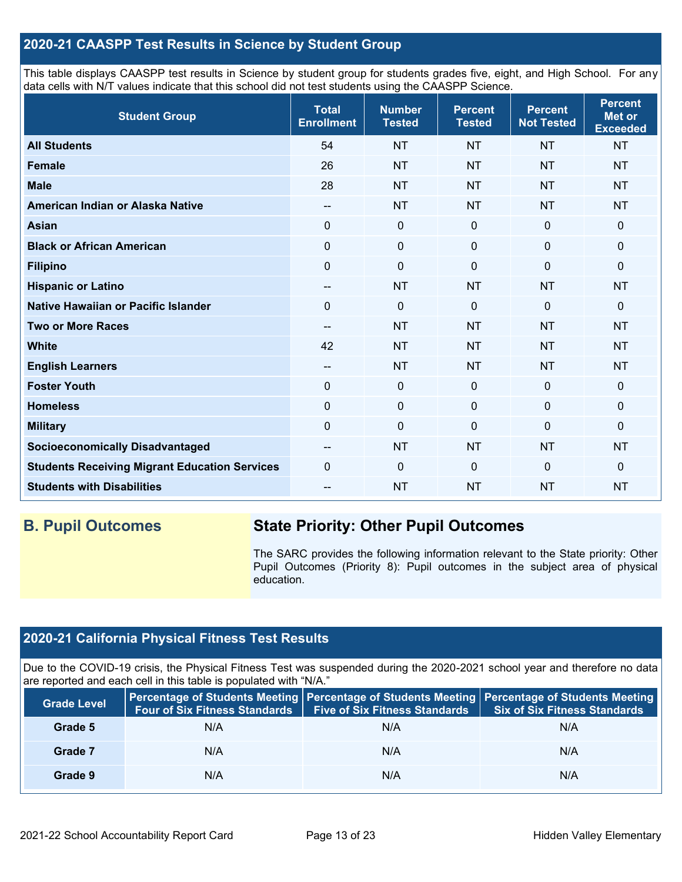## 2020-21 CAASPP Test Results in Science by Student Group

This table displays CAASPP test results in Science by student group for students grades five, eight, and High School. For any data cells with N/T values indicate that this school did not test students using the CAASPP Science.

| Student Group | Total Enrollment | Number Tested | Percent Tested | Percent Not Tested | Percent Met or Exceeded |
|---|---|---|---|---|---|
| **All Students** | 54 | NT | NT | NT | NT |
| **Female** | 26 | NT | NT | NT | NT |
| **Male** | 28 | NT | NT | NT | NT |
| **American Indian or Alaska Native** | -- | NT | NT | NT | NT |
| **Asian** | 0 | 0 | 0 | 0 | 0 |
| **Black or African American** | 0 | 0 | 0 | 0 | 0 |
| **Filipino** | 0 | 0 | 0 | 0 | 0 |
| **Hispanic or Latino** | -- | NT | NT | NT | NT |
| **Native Hawaiian or Pacific Islander** | 0 | 0 | 0 | 0 | 0 |
| **Two or More Races** | -- | NT | NT | NT | NT |
| **White** | 42 | NT | NT | NT | NT |
| **English Learners** | -- | NT | NT | NT | NT |
| **Foster Youth** | 0 | 0 | 0 | 0 | 0 |
| **Homeless** | 0 | 0 | 0 | 0 | 0 |
| **Military** | 0 | 0 | 0 | 0 | 0 |
| **Socioeconomically Disadvantaged** | -- | NT | NT | NT | NT |
| **Students Receiving Migrant Education Services** | 0 | 0 | 0 | 0 | 0 |
| **Students with Disabilities** | -- | NT | NT | NT | NT |

## B. Pupil Outcomes

### State Priority: Other Pupil Outcomes

The SARC provides the following information relevant to the State priority: Other Pupil Outcomes (Priority 8): Pupil outcomes in the subject area of physical education.

## 2020-21 California Physical Fitness Test Results

Due to the COVID-19 crisis, the Physical Fitness Test was suspended during the 2020-2021 school year and therefore no data are reported and each cell in this table is populated with "N/A."

| Grade Level | Percentage of Students Meeting Four of Six Fitness Standards | Percentage of Students Meeting Five of Six Fitness Standards | Percentage of Students Meeting Six of Six Fitness Standards |
|---|---|---|---|
| **Grade 5** | N/A | N/A | N/A |
| **Grade 7** | N/A | N/A | N/A |
| **Grade 9** | N/A | N/A | N/A |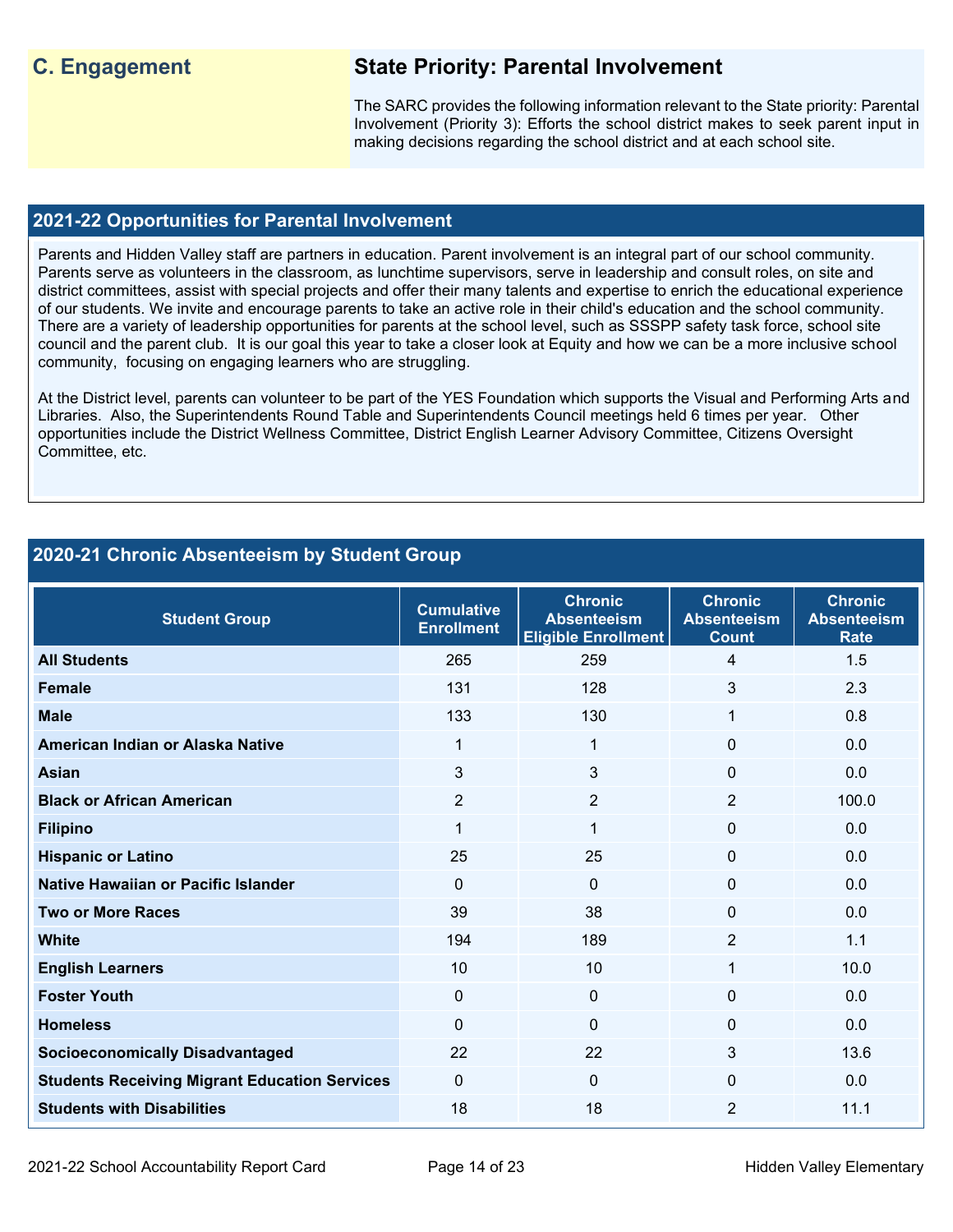## C. Engagement

### State Priority: Parental Involvement

The SARC provides the following information relevant to the State priority: Parental Involvement (Priority 3): Efforts the school district makes to seek parent input in making decisions regarding the school district and at each school site.

## 2021-22 Opportunities for Parental Involvement

Parents and Hidden Valley staff are partners in education. Parent involvement is an integral part of our school community. Parents serve as volunteers in the classroom, as lunchtime supervisors, serve in leadership and consult roles, on site and district committees, assist with special projects and offer their many talents and expertise to enrich the educational experience of our students. We invite and encourage parents to take an active role in their child's education and the school community. There are a variety of leadership opportunities for parents at the school level, such as SSSPP safety task force, school site council and the parent club. It is our goal this year to take a closer look at Equity and how we can be a more inclusive school community, focusing on engaging learners who are struggling.

At the District level, parents can volunteer to be part of the YES Foundation which supports the Visual and Performing Arts and Libraries. Also, the Superintendents Round Table and Superintendents Council meetings held 6 times per year. Other opportunities include the District Wellness Committee, District English Learner Advisory Committee, Citizens Oversight Committee, etc.

## 2020-21 Chronic Absenteeism by Student Group

| Student Group | Cumulative Enrollment | Chronic Absenteeism Eligible Enrollment | Chronic Absenteeism Count | Chronic Absenteeism Rate |
|---|---|---|---|---|
| **All Students** | 265 | 259 | 4 | 1.5 |
| **Female** | 131 | 128 | 3 | 2.3 |
| **Male** | 133 | 130 | 1 | 0.8 |
| **American Indian or Alaska Native** | 1 | 1 | 0 | 0.0 |
| **Asian** | 3 | 3 | 0 | 0.0 |
| **Black or African American** | 2 | 2 | 2 | 100.0 |
| **Filipino** | 1 | 1 | 0 | 0.0 |
| **Hispanic or Latino** | 25 | 25 | 0 | 0.0 |
| **Native Hawaiian or Pacific Islander** | 0 | 0 | 0 | 0.0 |
| **Two or More Races** | 39 | 38 | 0 | 0.0 |
| **White** | 194 | 189 | 2 | 1.1 |
| **English Learners** | 10 | 10 | 1 | 10.0 |
| **Foster Youth** | 0 | 0 | 0 | 0.0 |
| **Homeless** | 0 | 0 | 0 | 0.0 |
| **Socioeconomically Disadvantaged** | 22 | 22 | 3 | 13.6 |
| **Students Receiving Migrant Education Services** | 0 | 0 | 0 | 0.0 |
| **Students with Disabilities** | 18 | 18 | 2 | 11.1 |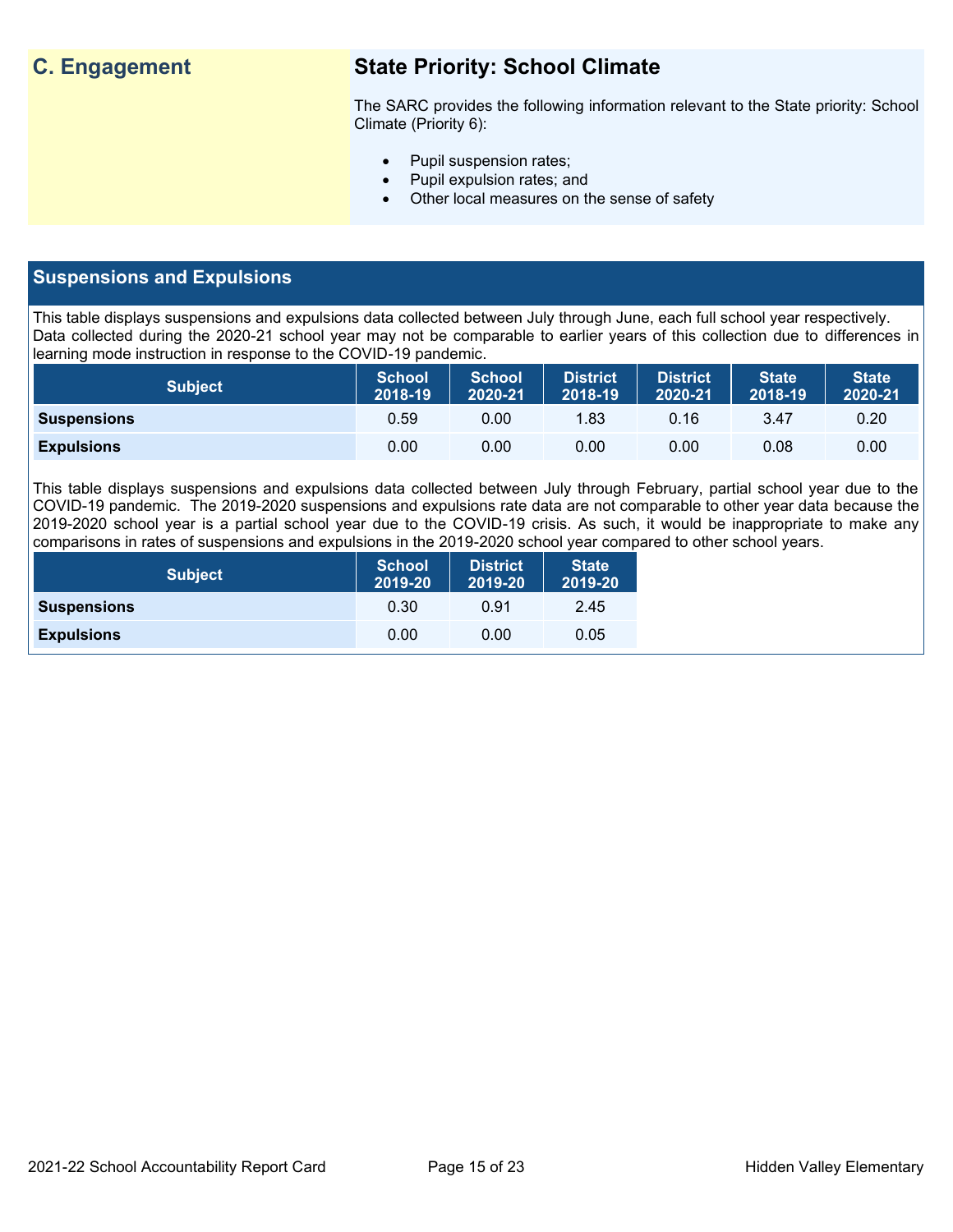## C. Engagement

### State Priority: School Climate

The SARC provides the following information relevant to the State priority: School Climate (Priority 6):

- Pupil suspension rates;
- Pupil expulsion rates; and
- Other local measures on the sense of safety

## Suspensions and Expulsions

This table displays suspensions and expulsions data collected between July through June, each full school year respectively. Data collected during the 2020-21 school year may not be comparable to earlier years of this collection due to differences in learning mode instruction in response to the COVID-19 pandemic.

| Subject | School 2018-19 | School 2020-21 | District 2018-19 | District 2020-21 | State 2018-19 | State 2020-21 |
|---|---|---|---|---|---|---|
| **Suspensions** | 0.59 | 0.00 | 1.83 | 0.16 | 3.47 | 0.20 |
| **Expulsions** | 0.00 | 0.00 | 0.00 | 0.00 | 0.08 | 0.00 |

This table displays suspensions and expulsions data collected between July through February, partial school year due to the COVID-19 pandemic. The 2019-2020 suspensions and expulsions rate data are not comparable to other year data because the 2019-2020 school year is a partial school year due to the COVID-19 crisis. As such, it would be inappropriate to make any comparisons in rates of suspensions and expulsions in the 2019-2020 school year compared to other school years.

| Subject | School 2019-20 | District 2019-20 | State 2019-20 |
|---|---|---|---|
| **Suspensions** | 0.30 | 0.91 | 2.45 |
| **Expulsions** | 0.00 | 0.00 | 0.05 |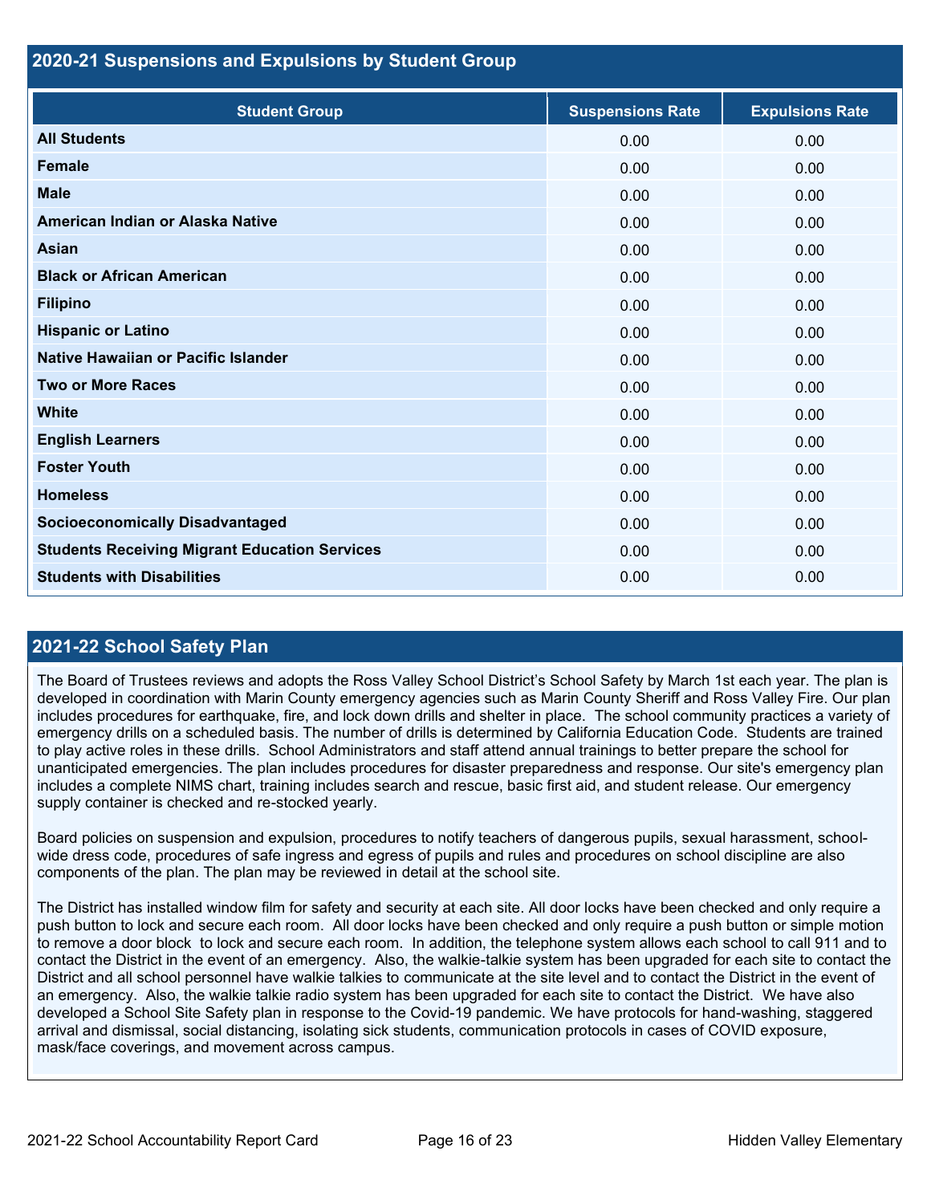## 2020-21 Suspensions and Expulsions by Student Group

| Student Group | Suspensions Rate | Expulsions Rate |
|---|---|---|
| **All Students** | 0.00 | 0.00 |
| **Female** | 0.00 | 0.00 |
| **Male** | 0.00 | 0.00 |
| **American Indian or Alaska Native** | 0.00 | 0.00 |
| **Asian** | 0.00 | 0.00 |
| **Black or African American** | 0.00 | 0.00 |
| **Filipino** | 0.00 | 0.00 |
| **Hispanic or Latino** | 0.00 | 0.00 |
| **Native Hawaiian or Pacific Islander** | 0.00 | 0.00 |
| **Two or More Races** | 0.00 | 0.00 |
| **White** | 0.00 | 0.00 |
| **English Learners** | 0.00 | 0.00 |
| **Foster Youth** | 0.00 | 0.00 |
| **Homeless** | 0.00 | 0.00 |
| **Socioeconomically Disadvantaged** | 0.00 | 0.00 |
| **Students Receiving Migrant Education Services** | 0.00 | 0.00 |
| **Students with Disabilities** | 0.00 | 0.00 |

## 2021-22 School Safety Plan

The Board of Trustees reviews and adopts the Ross Valley School District's School Safety by March 1st each year. The plan is developed in coordination with Marin County emergency agencies such as Marin County Sheriff and Ross Valley Fire. Our plan includes procedures for earthquake, fire, and lock down drills and shelter in place. The school community practices a variety of emergency drills on a scheduled basis. The number of drills is determined by California Education Code. Students are trained to play active roles in these drills. School Administrators and staff attend annual trainings to better prepare the school for unanticipated emergencies. The plan includes procedures for disaster preparedness and response. Our site's emergency plan includes a complete NIMS chart, training includes search and rescue, basic first aid, and student release. Our emergency supply container is checked and re-stocked yearly.

Board policies on suspension and expulsion, procedures to notify teachers of dangerous pupils, sexual harassment, school-wide dress code, procedures of safe ingress and egress of pupils and rules and procedures on school discipline are also components of the plan. The plan may be reviewed in detail at the school site.

The District has installed window film for safety and security at each site. All door locks have been checked and only require a push button to lock and secure each room. All door locks have been checked and only require a push button or simple motion to remove a door block to lock and secure each room. In addition, the telephone system allows each school to call 911 and to contact the District in the event of an emergency. Also, the walkie-talkie system has been upgraded for each site to contact the District and all school personnel have walkie talkies to communicate at the site level and to contact the District in the event of an emergency. Also, the walkie talkie radio system has been upgraded for each site to contact the District. We have also developed a School Site Safety plan in response to the Covid-19 pandemic. We have protocols for hand-washing, staggered arrival and dismissal, social distancing, isolating sick students, communication protocols in cases of COVID exposure, mask/face coverings, and movement across campus.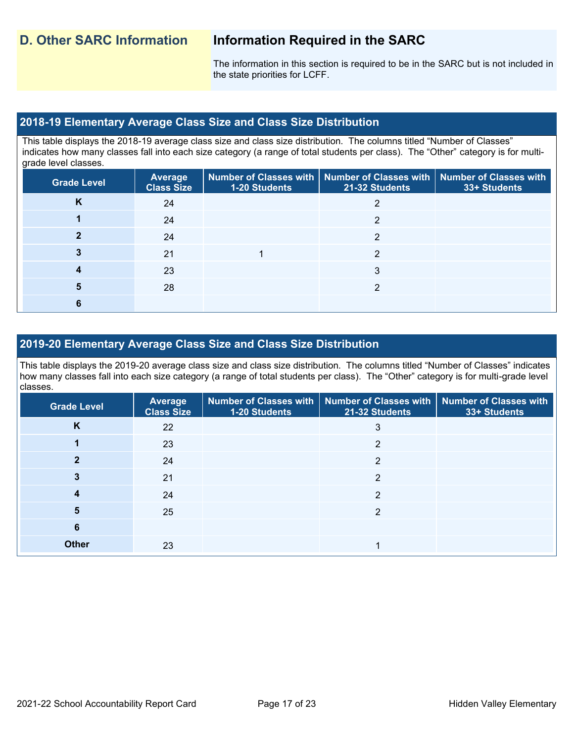## D. Other SARC Information

## Information Required in the SARC

The information in this section is required to be in the SARC but is not included in the state priorities for LCFF.

### 2018-19 Elementary Average Class Size and Class Size Distribution

This table displays the 2018-19 average class size and class size distribution. The columns titled "Number of Classes" indicates how many classes fall into each size category (a range of total students per class). The "Other" category is for multi-grade level classes.

| Grade Level | Average Class Size | Number of Classes with 1-20 Students | Number of Classes with 21-32 Students | Number of Classes with 33+ Students |
|---|---|---|---|---|
| K | 24 | | 2 | |
| 1 | 24 | | 2 | |
| 2 | 24 | | 2 | |
| 3 | 21 | 1 | 2 | |
| 4 | 23 | | 3 | |
| 5 | 28 | | 2 | |
| 6 | | | | |

### 2019-20 Elementary Average Class Size and Class Size Distribution

This table displays the 2019-20 average class size and class size distribution. The columns titled "Number of Classes" indicates how many classes fall into each size category (a range of total students per class). The "Other" category is for multi-grade level classes.

| Grade Level | Average Class Size | Number of Classes with 1-20 Students | Number of Classes with 21-32 Students | Number of Classes with 33+ Students |
|---|---|---|---|---|
| K | 22 | | 3 | |
| 1 | 23 | | 2 | |
| 2 | 24 | | 2 | |
| 3 | 21 | | 2 | |
| 4 | 24 | | 2 | |
| 5 | 25 | | 2 | |
| 6 | | | | |
| Other | 23 | | 1 | |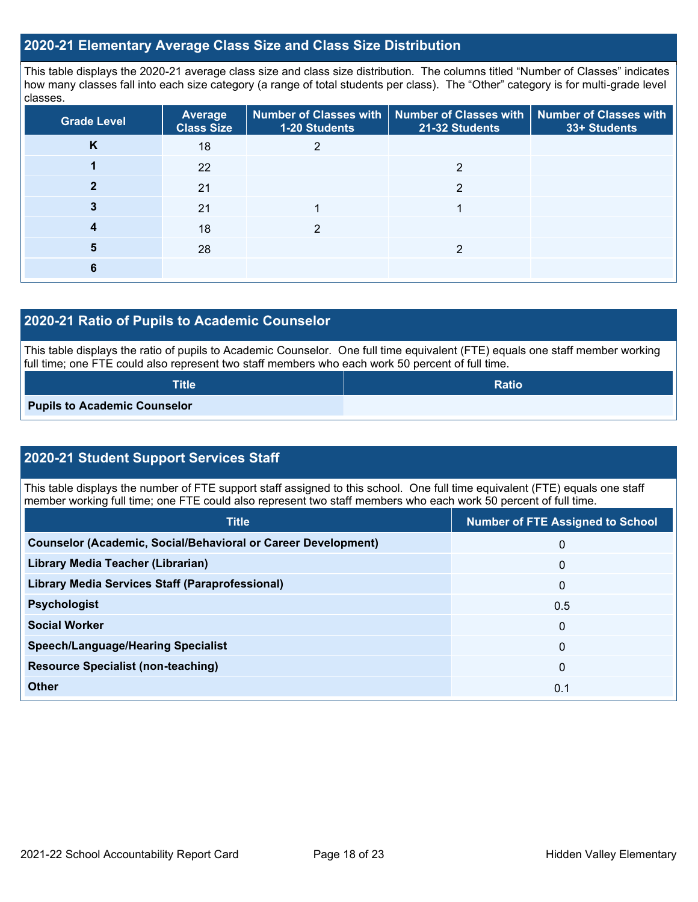## 2020-21 Elementary Average Class Size and Class Size Distribution

This table displays the 2020-21 average class size and class size distribution. The columns titled "Number of Classes" indicates how many classes fall into each size category (a range of total students per class). The "Other" category is for multi-grade level classes.

| Grade Level | Average Class Size | Number of Classes with 1-20 Students | Number of Classes with 21-32 Students | Number of Classes with 33+ Students |
|---|---|---|---|---|
| K | 18 | 2 | | |
| 1 | 22 | | 2 | |
| 2 | 21 | | 2 | |
| 3 | 21 | 1 | 1 | |
| 4 | 18 | 2 | | |
| 5 | 28 | | 2 | |
| 6 | | | | |

## 2020-21 Ratio of Pupils to Academic Counselor

This table displays the ratio of pupils to Academic Counselor. One full time equivalent (FTE) equals one staff member working full time; one FTE could also represent two staff members who each work 50 percent of full time.

| Title | Ratio |
|---|---|
| Pupils to Academic Counselor | |

## 2020-21 Student Support Services Staff

This table displays the number of FTE support staff assigned to this school. One full time equivalent (FTE) equals one staff member working full time; one FTE could also represent two staff members who each work 50 percent of full time.

| Title | Number of FTE Assigned to School |
|---|---|
| Counselor (Academic, Social/Behavioral or Career Development) | 0 |
| Library Media Teacher (Librarian) | 0 |
| Library Media Services Staff (Paraprofessional) | 0 |
| Psychologist | 0.5 |
| Social Worker | 0 |
| Speech/Language/Hearing Specialist | 0 |
| Resource Specialist (non-teaching) | 0 |
| Other | 0.1 |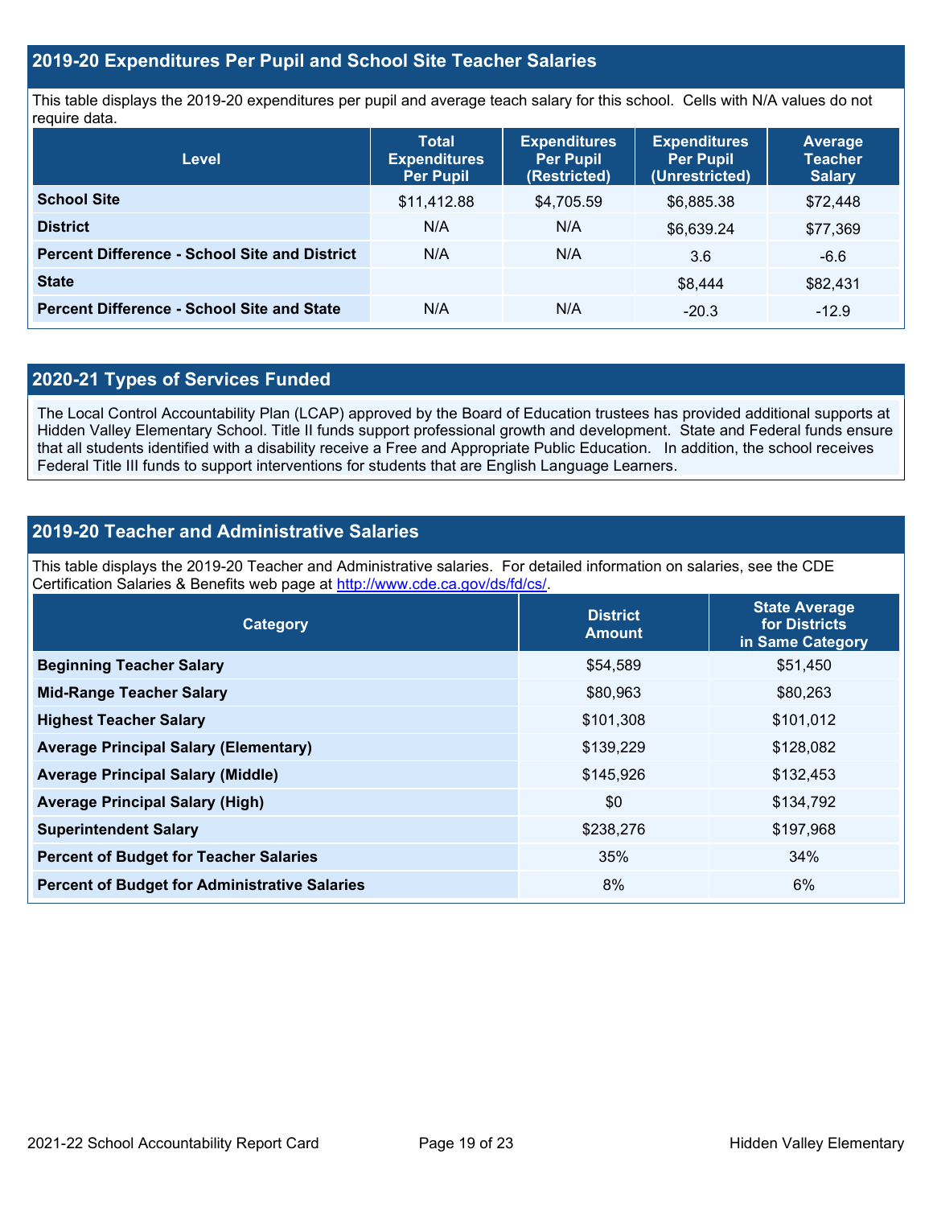## 2019-20 Expenditures Per Pupil and School Site Teacher Salaries

This table displays the 2019-20 expenditures per pupil and average teach salary for this school. Cells with N/A values do not require data.

| Level | Total Expenditures Per Pupil | Expenditures Per Pupil (Restricted) | Expenditures Per Pupil (Unrestricted) | Average Teacher Salary |
|---|---|---|---|---|
| **School Site** | $11,412.88 | $4,705.59 | $6,885.38 | $72,448 |
| **District** | N/A | N/A | $6,639.24 | $77,369 |
| **Percent Difference - School Site and District** | N/A | N/A | 3.6 | -6.6 |
| **State** | | | $8,444 | $82,431 |
| **Percent Difference - School Site and State** | N/A | N/A | -20.3 | -12.9 |

## 2020-21 Types of Services Funded

The Local Control Accountability Plan (LCAP) approved by the Board of Education trustees has provided additional supports at Hidden Valley Elementary School. Title II funds support professional growth and development. State and Federal funds ensure that all students identified with a disability receive a Free and Appropriate Public Education. In addition, the school receives Federal Title III funds to support interventions for students that are English Language Learners.

## 2019-20 Teacher and Administrative Salaries

This table displays the 2019-20 Teacher and Administrative salaries. For detailed information on salaries, see the CDE Certification Salaries & Benefits web page at http://www.cde.ca.gov/ds/fd/cs/.

| Category | District Amount | State Average for Districts in Same Category |
|---|---|---|
| **Beginning Teacher Salary** | $54,589 | $51,450 |
| **Mid-Range Teacher Salary** | $80,963 | $80,263 |
| **Highest Teacher Salary** | $101,308 | $101,012 |
| **Average Principal Salary (Elementary)** | $139,229 | $128,082 |
| **Average Principal Salary (Middle)** | $145,926 | $132,453 |
| **Average Principal Salary (High)** | $0 | $134,792 |
| **Superintendent Salary** | $238,276 | $197,968 |
| **Percent of Budget for Teacher Salaries** | 35% | 34% |
| **Percent of Budget for Administrative Salaries** | 8% | 6% |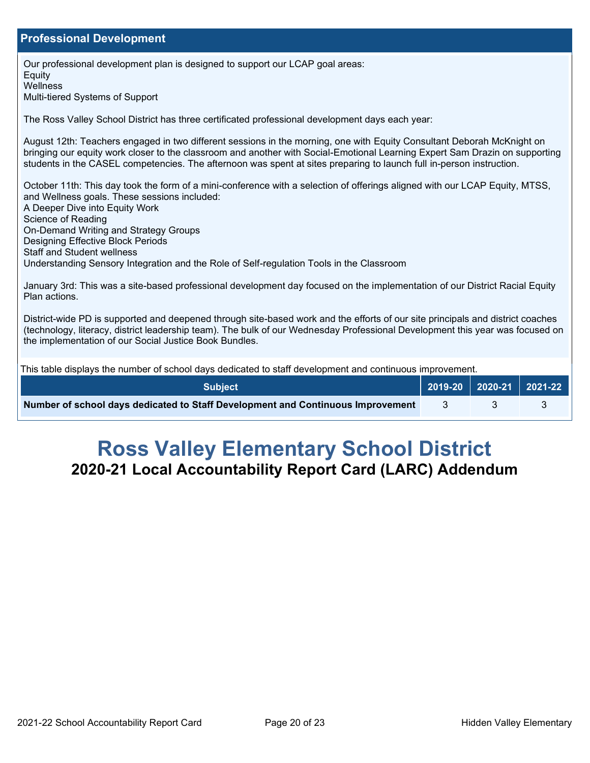## Professional Development

Our professional development plan is designed to support our LCAP goal areas:
Equity
Wellness
Multi-tiered Systems of Support

The Ross Valley School District has three certificated professional development days each year:

August 12th: Teachers engaged in two different sessions in the morning, one with Equity Consultant Deborah McKnight on bringing our equity work closer to the classroom and another with Social-Emotional Learning Expert Sam Drazin on supporting students in the CASEL competencies. The afternoon was spent at sites preparing to launch full in-person instruction.

October 11th: This day took the form of a mini-conference with a selection of offerings aligned with our LCAP Equity, MTSS, and Wellness goals. These sessions included:
A Deeper Dive into Equity Work
Science of Reading
On-Demand Writing and Strategy Groups
Designing Effective Block Periods
Staff and Student wellness
Understanding Sensory Integration and the Role of Self-regulation Tools in the Classroom

January 3rd: This was a site-based professional development day focused on the implementation of our District Racial Equity Plan actions.

District-wide PD is supported and deepened through site-based work and the efforts of our site principals and district coaches (technology, literacy, district leadership team). The bulk of our Wednesday Professional Development this year was focused on the implementation of our Social Justice Book Bundles.

This table displays the number of school days dedicated to staff development and continuous improvement.

| Subject | 2019-20 | 2020-21 | 2021-22 |
|---|---|---|---|
| **Number of school days dedicated to Staff Development and Continuous Improvement** | 3 | 3 | 3 |

# Ross Valley Elementary School District

## 2020-21 Local Accountability Report Card (LARC) Addendum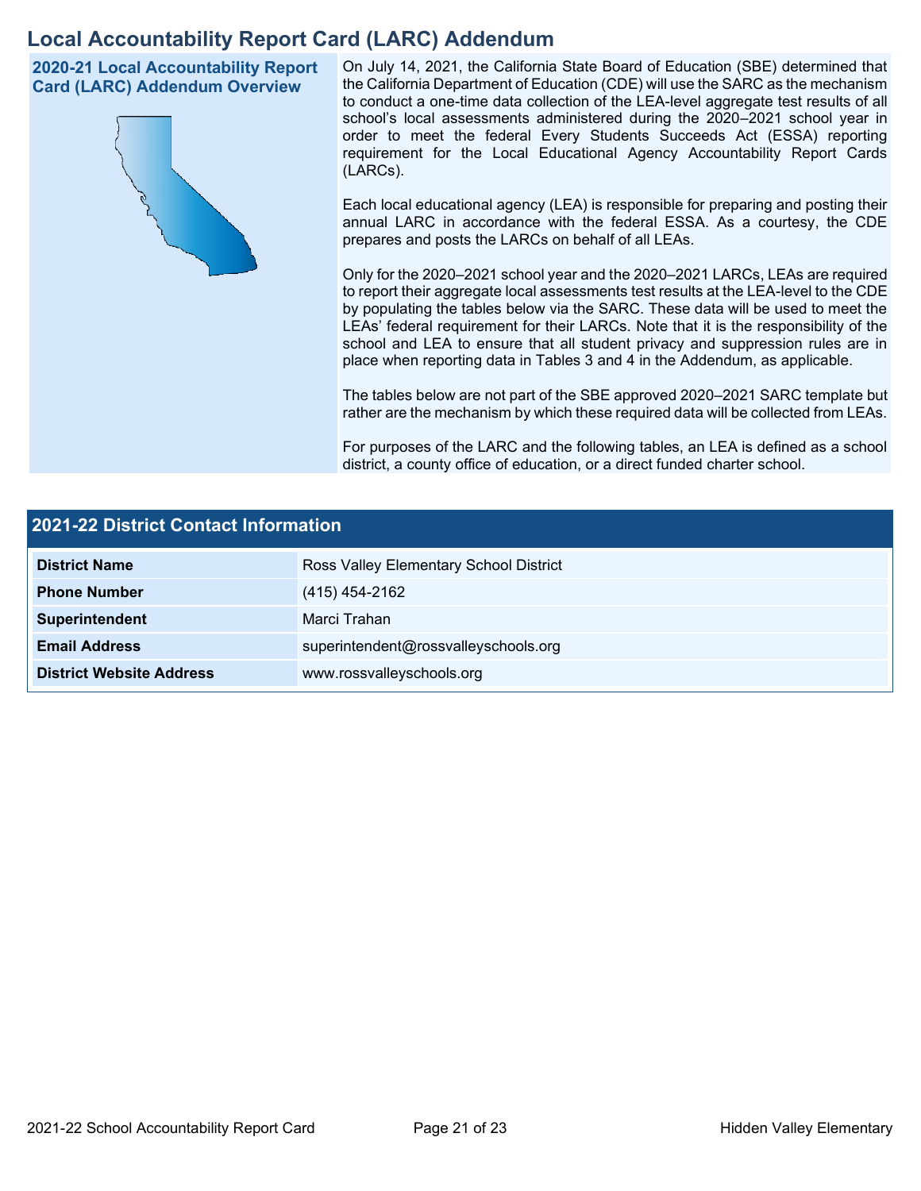# Local Accountability Report Card (LARC) Addendum

## 2020-21 Local Accountability Report Card (LARC) Addendum Overview

On July 14, 2021, the California State Board of Education (SBE) determined that the California Department of Education (CDE) will use the SARC as the mechanism to conduct a one-time data collection of the LEA-level aggregate test results of all school's local assessments administered during the 2020–2021 school year in order to meet the federal Every Students Succeeds Act (ESSA) reporting requirement for the Local Educational Agency Accountability Report Cards (LARCs).

Each local educational agency (LEA) is responsible for preparing and posting their annual LARC in accordance with the federal ESSA. As a courtesy, the CDE prepares and posts the LARCs on behalf of all LEAs.

Only for the 2020–2021 school year and the 2020–2021 LARCs, LEAs are required to report their aggregate local assessments test results at the LEA-level to the CDE by populating the tables below via the SARC. These data will be used to meet the LEAs' federal requirement for their LARCs. Note that it is the responsibility of the school and LEA to ensure that all student privacy and suppression rules are in place when reporting data in Tables 3 and 4 in the Addendum, as applicable.

The tables below are not part of the SBE approved 2020–2021 SARC template but rather are the mechanism by which these required data will be collected from LEAs.

For purposes of the LARC and the following tables, an LEA is defined as a school district, a county office of education, or a direct funded charter school.

## 2021-22 District Contact Information

| 2021-22 District Contact Information | |
| --- | --- |
| **District Name** | Ross Valley Elementary School District |
| **Phone Number** | (415) 454-2162 |
| **Superintendent** | Marci Trahan |
| **Email Address** | superintendent@rossvalleyschools.org |
| **District Website Address** | www.rossvalleyschools.org |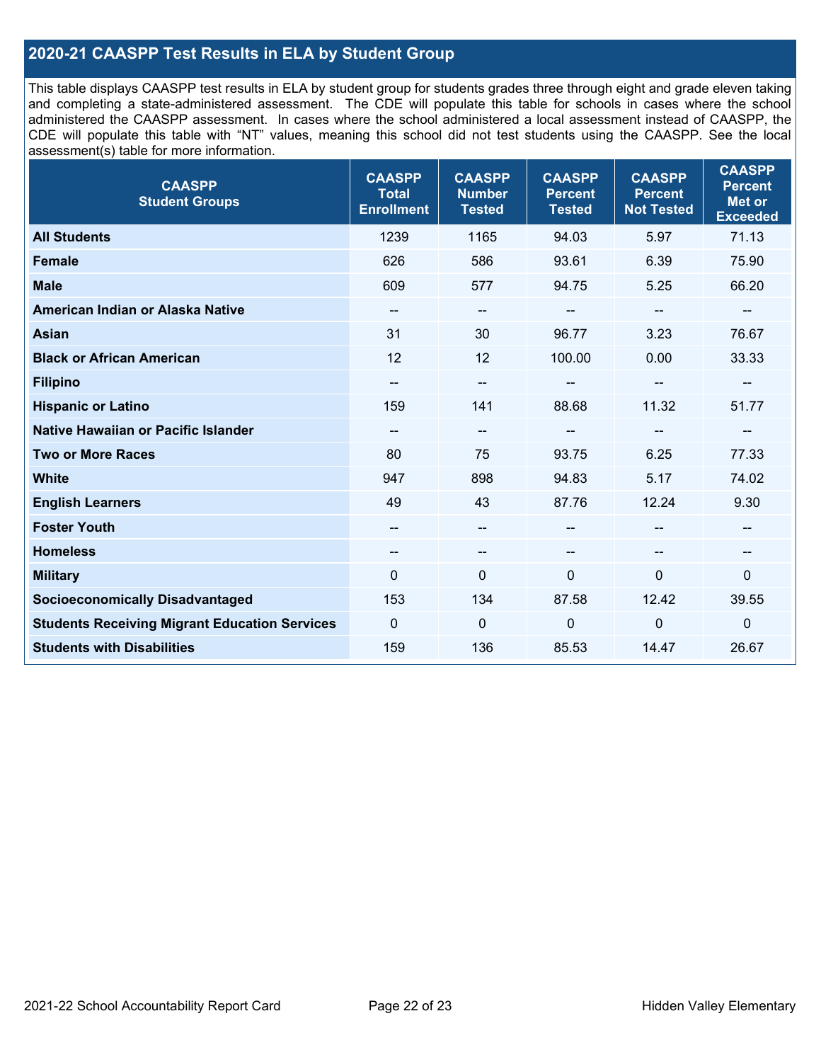## 2020-21 CAASPP Test Results in ELA by Student Group

This table displays CAASPP test results in ELA by student group for students grades three through eight and grade eleven taking and completing a state-administered assessment. The CDE will populate this table for schools in cases where the school administered the CAASPP assessment. In cases where the school administered a local assessment instead of CAASPP, the CDE will populate this table with "NT" values, meaning this school did not test students using the CAASPP. See the local assessment(s) table for more information.

| CAASPP Student Groups | CAASPP Total Enrollment | CAASPP Number Tested | CAASPP Percent Tested | CAASPP Percent Not Tested | CAASPP Percent Met or Exceeded |
|---|---|---|---|---|---|
| **All Students** | 1239 | 1165 | 94.03 | 5.97 | 71.13 |
| **Female** | 626 | 586 | 93.61 | 6.39 | 75.90 |
| **Male** | 609 | 577 | 94.75 | 5.25 | 66.20 |
| **American Indian or Alaska Native** | -- | -- | -- | -- | -- |
| **Asian** | 31 | 30 | 96.77 | 3.23 | 76.67 |
| **Black or African American** | 12 | 12 | 100.00 | 0.00 | 33.33 |
| **Filipino** | -- | -- | -- | -- | -- |
| **Hispanic or Latino** | 159 | 141 | 88.68 | 11.32 | 51.77 |
| **Native Hawaiian or Pacific Islander** | -- | -- | -- | -- | -- |
| **Two or More Races** | 80 | 75 | 93.75 | 6.25 | 77.33 |
| **White** | 947 | 898 | 94.83 | 5.17 | 74.02 |
| **English Learners** | 49 | 43 | 87.76 | 12.24 | 9.30 |
| **Foster Youth** | -- | -- | -- | -- | -- |
| **Homeless** | -- | -- | -- | -- | -- |
| **Military** | 0 | 0 | 0 | 0 | 0 |
| **Socioeconomically Disadvantaged** | 153 | 134 | 87.58 | 12.42 | 39.55 |
| **Students Receiving Migrant Education Services** | 0 | 0 | 0 | 0 | 0 |
| **Students with Disabilities** | 159 | 136 | 85.53 | 14.47 | 26.67 |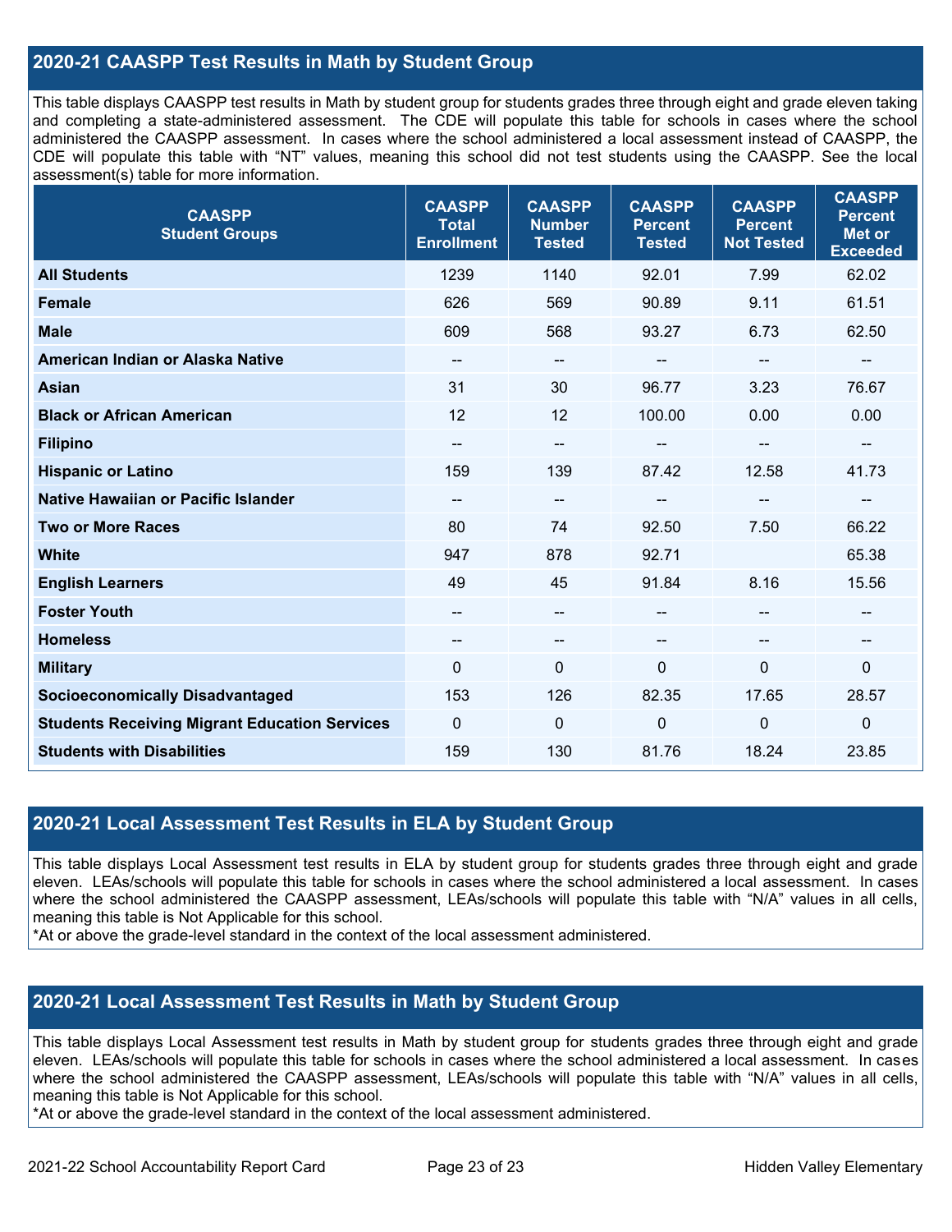## 2020-21 CAASPP Test Results in Math by Student Group

This table displays CAASPP test results in Math by student group for students grades three through eight and grade eleven taking and completing a state-administered assessment. The CDE will populate this table for schools in cases where the school administered the CAASPP assessment. In cases where the school administered a local assessment instead of CAASPP, the CDE will populate this table with "NT" values, meaning this school did not test students using the CAASPP. See the local assessment(s) table for more information.

| CAASPP Student Groups | CAASPP Total Enrollment | CAASPP Number Tested | CAASPP Percent Tested | CAASPP Percent Not Tested | CAASPP Percent Met or Exceeded |
|---|---|---|---|---|---|
| **All Students** | 1239 | 1140 | 92.01 | 7.99 | 62.02 |
| **Female** | 626 | 569 | 90.89 | 9.11 | 61.51 |
| **Male** | 609 | 568 | 93.27 | 6.73 | 62.50 |
| **American Indian or Alaska Native** | -- | -- | -- | -- | -- |
| **Asian** | 31 | 30 | 96.77 | 3.23 | 76.67 |
| **Black or African American** | 12 | 12 | 100.00 | 0.00 | 0.00 |
| **Filipino** | -- | -- | -- | -- | -- |
| **Hispanic or Latino** | 159 | 139 | 87.42 | 12.58 | 41.73 |
| **Native Hawaiian or Pacific Islander** | -- | -- | -- | -- | -- |
| **Two or More Races** | 80 | 74 | 92.50 | 7.50 | 66.22 |
| **White** | 947 | 878 | 92.71 | | 65.38 |
| **English Learners** | 49 | 45 | 91.84 | 8.16 | 15.56 |
| **Foster Youth** | -- | -- | -- | -- | -- |
| **Homeless** | -- | -- | -- | -- | -- |
| **Military** | 0 | 0 | 0 | 0 | 0 |
| **Socioeconomically Disadvantaged** | 153 | 126 | 82.35 | 17.65 | 28.57 |
| **Students Receiving Migrant Education Services** | 0 | 0 | 0 | 0 | 0 |
| **Students with Disabilities** | 159 | 130 | 81.76 | 18.24 | 23.85 |

## 2020-21 Local Assessment Test Results in ELA by Student Group

This table displays Local Assessment test results in ELA by student group for students grades three through eight and grade eleven. LEAs/schools will populate this table for schools in cases where the school administered a local assessment. In cases where the school administered the CAASPP assessment, LEAs/schools will populate this table with "N/A" values in all cells, meaning this table is Not Applicable for this school.
*At or above the grade-level standard in the context of the local assessment administered.

## 2020-21 Local Assessment Test Results in Math by Student Group

This table displays Local Assessment test results in Math by student group for students grades three through eight and grade eleven. LEAs/schools will populate this table for schools in cases where the school administered a local assessment. In cases where the school administered the CAASPP assessment, LEAs/schools will populate this table with "N/A" values in all cells, meaning this table is Not Applicable for this school.
*At or above the grade-level standard in the context of the local assessment administered.